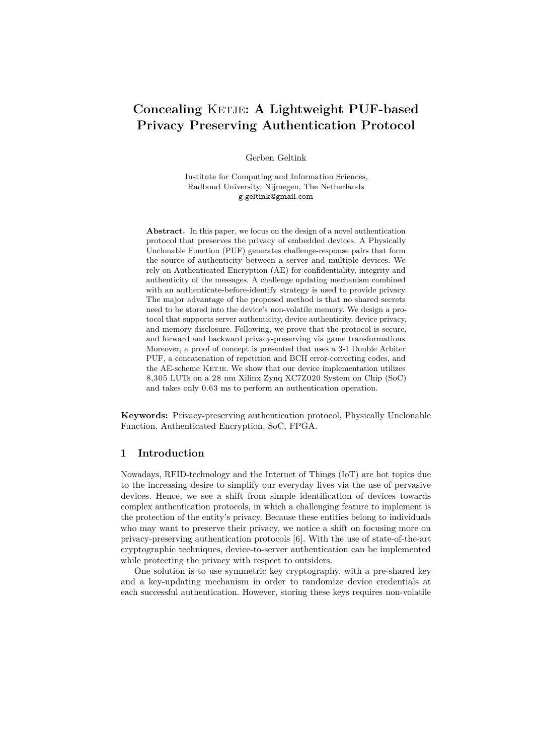# Concealing Ketje: A Lightweight PUF-based Privacy Preserving Authentication Protocol

Gerben Geltink

Institute for Computing and Information Sciences,
Radboud University, Nijmegen, The Netherlands
g.geltink@gmail.com

**Abstract.** In this paper, we focus on the design of a novel authentication protocol that preserves the privacy of embedded devices. A Physically Unclonable Function (PUF) generates challenge-response pairs that form the source of authenticity between a server and multiple devices. We rely on Authenticated Encryption (AE) for confidentiality, integrity and authenticity of the messages. A challenge updating mechanism combined with an authenticate-before-identify strategy is used to provide privacy. The major advantage of the proposed method is that no shared secrets need to be stored into the device's non-volatile memory. We design a protocol that supports server authenticity, device authenticity, device privacy, and memory disclosure. Following, we prove that the protocol is secure, and forward and backward privacy-preserving via game transformations. Moreover, a proof of concept is presented that uses a 3-1 Double Arbiter PUF, a concatenation of repetition and BCH error-correcting codes, and the AE-scheme Ketje. We show that our device implementation utilizes 8,305 LUTs on a 28 nm Xilinx Zynq XC7Z020 System on Chip (SoC) and takes only 0.63 ms to perform an authentication operation.

**Keywords:** Privacy-preserving authentication protocol, Physically Unclonable Function, Authenticated Encryption, SoC, FPGA.

## 1 Introduction

Nowadays, RFID-technology and the Internet of Things (IoT) are hot topics due to the increasing desire to simplify our everyday lives via the use of pervasive devices. Hence, we see a shift from simple identification of devices towards complex authentication protocols, in which a challenging feature to implement is the protection of the entity's privacy. Because these entities belong to individuals who may want to preserve their privacy, we notice a shift on focusing more on privacy-preserving authentication protocols [6]. With the use of state-of-the-art cryptographic techniques, device-to-server authentication can be implemented while protecting the privacy with respect to outsiders.

One solution is to use symmetric key cryptography, with a pre-shared key and a key-updating mechanism in order to randomize device credentials at each successful authentication. However, storing these keys requires non-volatile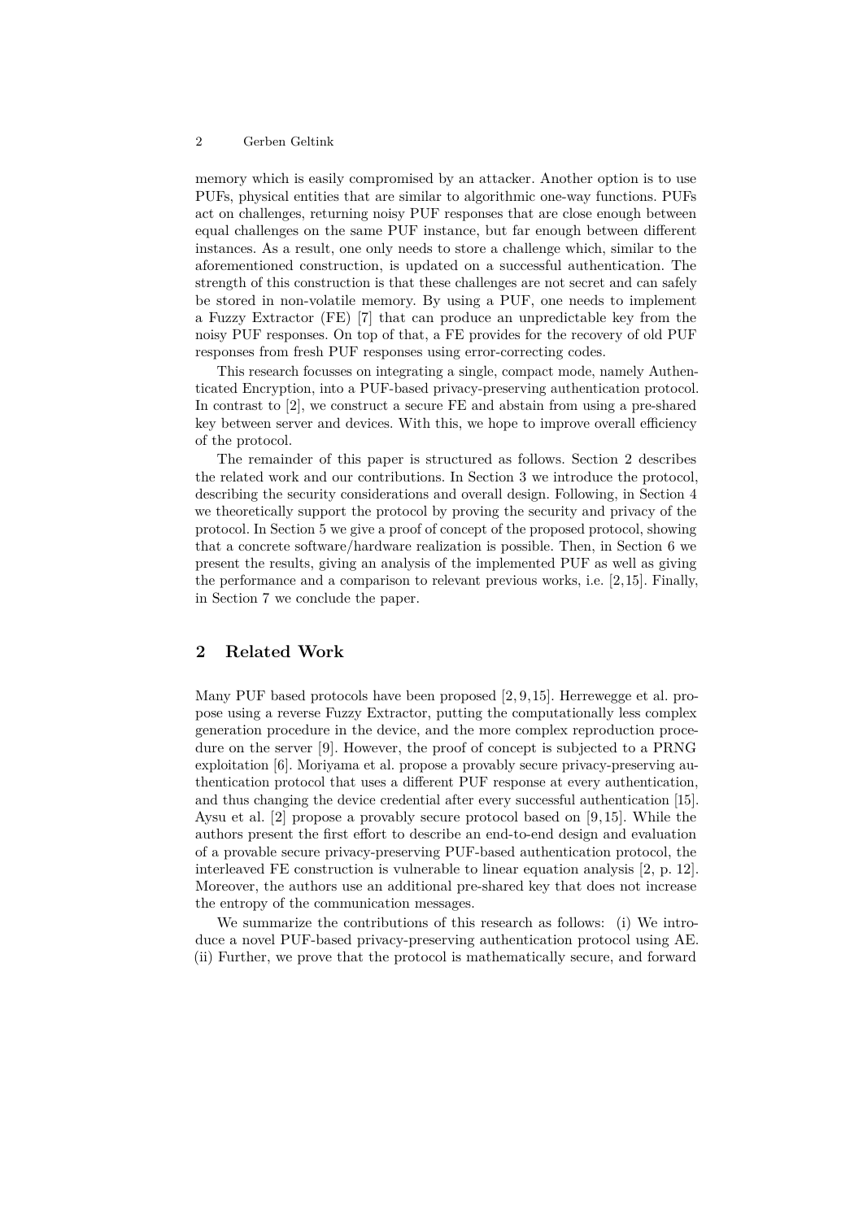memory which is easily compromised by an attacker. Another option is to use PUFs, physical entities that are similar to algorithmic one-way functions. PUFs act on challenges, returning noisy PUF responses that are close enough between equal challenges on the same PUF instance, but far enough between different instances. As a result, one only needs to store a challenge which, similar to the aforementioned construction, is updated on a successful authentication. The strength of this construction is that these challenges are not secret and can safely be stored in non-volatile memory. By using a PUF, one needs to implement a Fuzzy Extractor (FE) [7] that can produce an unpredictable key from the noisy PUF responses. On top of that, a FE provides for the recovery of old PUF responses from fresh PUF responses using error-correcting codes.

This research focusses on integrating a single, compact mode, namely Authenticated Encryption, into a PUF-based privacy-preserving authentication protocol. In contrast to [2], we construct a secure FE and abstain from using a pre-shared key between server and devices. With this, we hope to improve overall efficiency of the protocol.

The remainder of this paper is structured as follows. Section 2 describes the related work and our contributions. In Section 3 we introduce the protocol, describing the security considerations and overall design. Following, in Section 4 we theoretically support the protocol by proving the security and privacy of the protocol. In Section 5 we give a proof of concept of the proposed protocol, showing that a concrete software/hardware realization is possible. Then, in Section 6 we present the results, giving an analysis of the implemented PUF as well as giving the performance and a comparison to relevant previous works, i.e. [2,15]. Finally, in Section 7 we conclude the paper.

## 2 Related Work

Many PUF based protocols have been proposed [2, 9, 15]. Herrewegge et al. propose using a reverse Fuzzy Extractor, putting the computationally less complex generation procedure in the device, and the more complex reproduction procedure on the server [9]. However, the proof of concept is subjected to a PRNG exploitation [6]. Moriyama et al. propose a provably secure privacy-preserving authentication protocol that uses a different PUF response at every authentication, and thus changing the device credential after every successful authentication [15]. Aysu et al. [2] propose a provably secure protocol based on [9, 15]. While the authors present the first effort to describe an end-to-end design and evaluation of a provable secure privacy-preserving PUF-based authentication protocol, the interleaved FE construction is vulnerable to linear equation analysis [2, p. 12]. Moreover, the authors use an additional pre-shared key that does not increase the entropy of the communication messages.

We summarize the contributions of this research as follows: (i) We introduce a novel PUF-based privacy-preserving authentication protocol using AE. (ii) Further, we prove that the protocol is mathematically secure, and forward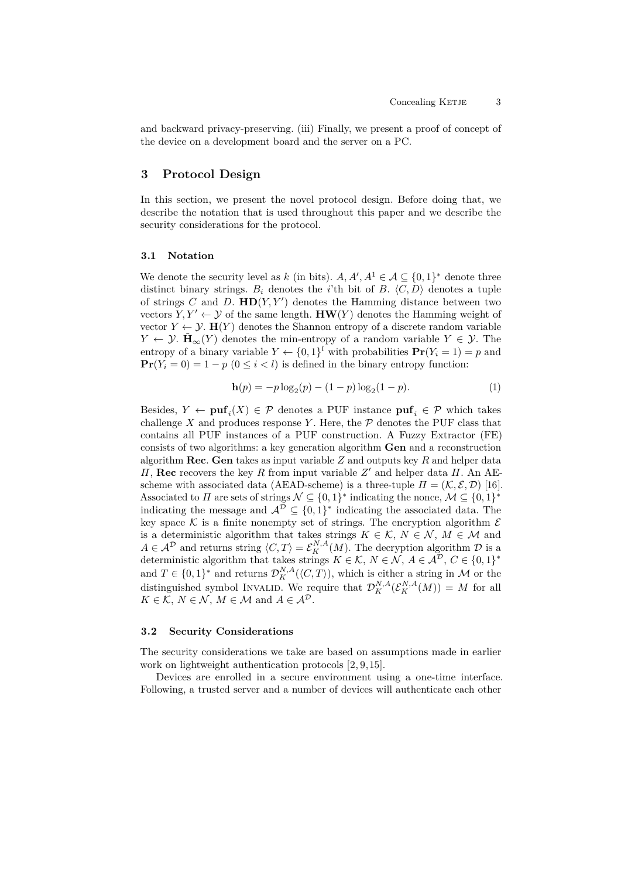and backward privacy-preserving. (iii) Finally, we present a proof of concept of the device on a development board and the server on a PC.

## 3 Protocol Design

In this section, we present the novel protocol design. Before doing that, we describe the notation that is used throughout this paper and we describe the security considerations for the protocol.

### 3.1 Notation

We denote the security level as $k$ (in bits). $A, A', A^1 \in \mathcal{A} \subseteq \{0,1\}^*$ denote three distinct binary strings. $B_i$ denotes the $i$'th bit of $B$. $\langle C, D\rangle$ denotes a tuple of strings $C$ and $D$. $\mathbf{HD}(Y, Y')$ denotes the Hamming distance between two vectors $Y, Y' \leftarrow \mathcal{Y}$ of the same length. $\mathbf{HW}(Y)$ denotes the Hamming weight of vector $Y \leftarrow \mathcal{Y}$. $\mathbf{H}(Y)$ denotes the Shannon entropy of a discrete random variable $Y \leftarrow \mathcal{Y}$. $\tilde{\mathbf{H}}_\infty(Y)$ denotes the min-entropy of a random variable $Y \in \mathcal{Y}$. The entropy of a binary variable $Y \leftarrow \{0,1\}^l$ with probabilities $\mathbf{Pr}(Y_i = 1) = p$ and $\mathbf{Pr}(Y_i = 0) = 1 - p$ $(0 \le i < l)$ is defined in the binary entropy function:

$$\mathbf{h}(p) = -p\log_2(p) - (1-p)\log_2(1-p). \tag{1}$$

Besides, $Y \leftarrow \mathbf{puf}_i(X) \in \mathcal{P}$ denotes a PUF instance $\mathbf{puf}_i \in \mathcal{P}$ which takes challenge $X$ and produces response $Y$. Here, the $\mathcal{P}$ denotes the PUF class that contains all PUF instances of a PUF construction. A Fuzzy Extractor (FE) consists of two algorithms: a key generation algorithm **Gen** and a reconstruction algorithm **Rec**. **Gen** takes as input variable $Z$ and outputs key $R$ and helper data $H$, **Rec** recovers the key $R$ from input variable $Z'$ and helper data $H$. An AE-scheme with associated data (AEAD-scheme) is a three-tuple $\Pi = (\mathcal{K}, \mathcal{E}, \mathcal{D})$ [16]. Associated to $\Pi$ are sets of strings $\mathcal{N} \subseteq \{0,1\}^*$ indicating the nonce, $\mathcal{M} \subseteq \{0,1\}^*$ indicating the message and $\mathcal{A}^{\mathcal{D}} \subseteq \{0,1\}^*$ indicating the associated data. The key space $\mathcal{K}$ is a finite nonempty set of strings. The encryption algorithm $\mathcal{E}$ is a deterministic algorithm that takes strings $K \in \mathcal{K}$, $N \in \mathcal{N}$, $M \in \mathcal{M}$ and $A \in \mathcal{A}^{\mathcal{D}}$ and returns string $\langle C, T\rangle = \mathcal{E}_K^{N,A}(M)$. The decryption algorithm $\mathcal{D}$ is a deterministic algorithm that takes strings $K \in \mathcal{K}$, $N \in \mathcal{N}$, $A \in \mathcal{A}^{\mathcal{D}}$, $C \in \{0,1\}^*$ and $T \in \{0,1\}^*$ and returns $\mathcal{D}_K^{N,A}(\langle C, T\rangle)$, which is either a string in $\mathcal{M}$ or the distinguished symbol INVALID. We require that $\mathcal{D}_K^{N,A}(\mathcal{E}_K^{N,A}(M)) = M$ for all $K \in \mathcal{K}$, $N \in \mathcal{N}$, $M \in \mathcal{M}$ and $A \in \mathcal{A}^{\mathcal{D}}$.

### 3.2 Security Considerations

The security considerations we take are based on assumptions made in earlier work on lightweight authentication protocols [2, 9, 15].

Devices are enrolled in a secure environment using a one-time interface. Following, a trusted server and a number of devices will authenticate each other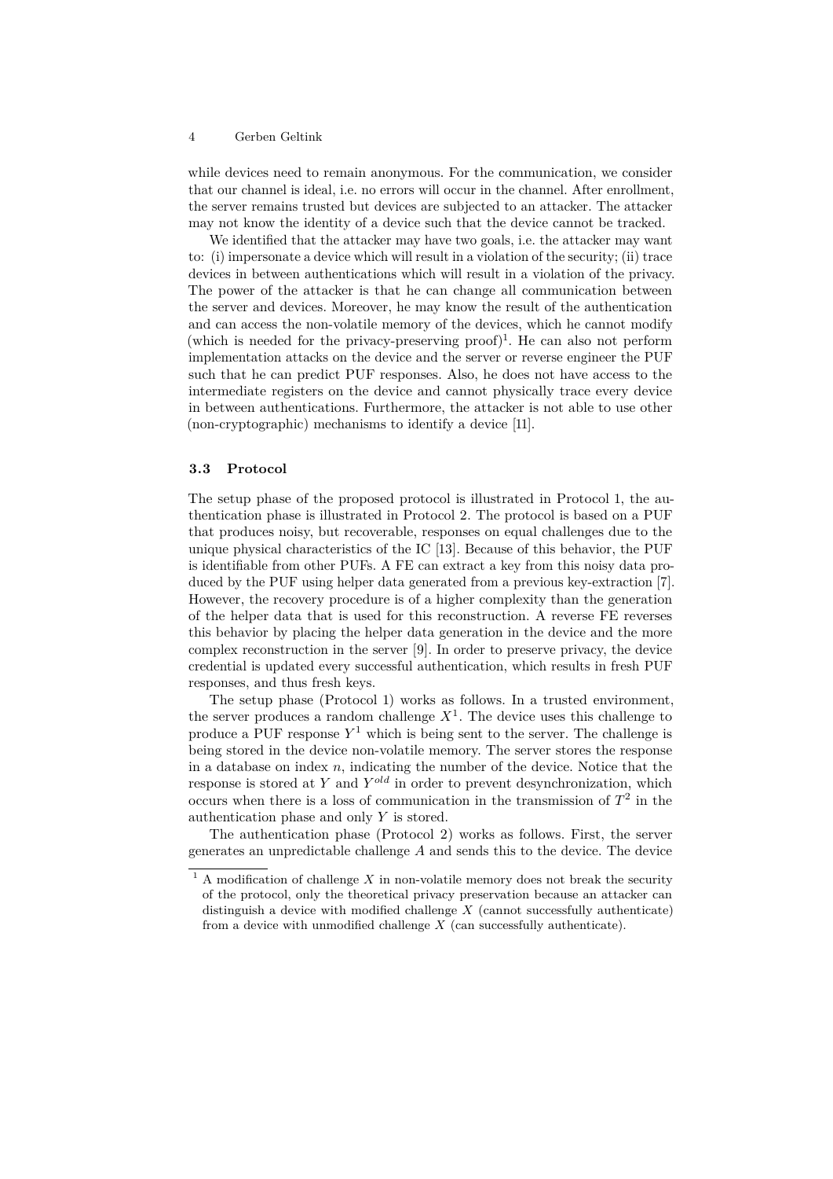while devices need to remain anonymous. For the communication, we consider that our channel is ideal, i.e. no errors will occur in the channel. After enrollment, the server remains trusted but devices are subjected to an attacker. The attacker may not know the identity of a device such that the device cannot be tracked.

We identified that the attacker may have two goals, i.e. the attacker may want to: (i) impersonate a device which will result in a violation of the security; (ii) trace devices in between authentications which will result in a violation of the privacy. The power of the attacker is that he can change all communication between the server and devices. Moreover, he may know the result of the authentication and can access the non-volatile memory of the devices, which he cannot modify (which is needed for the privacy-preserving proof)[1]. He can also not perform implementation attacks on the device and the server or reverse engineer the PUF such that he can predict PUF responses. Also, he does not have access to the intermediate registers on the device and cannot physically trace every device in between authentications. Furthermore, the attacker is not able to use other (non-cryptographic) mechanisms to identify a device [11].

### 3.3 Protocol

The setup phase of the proposed protocol is illustrated in Protocol 1, the authentication phase is illustrated in Protocol 2. The protocol is based on a PUF that produces noisy, but recoverable, responses on equal challenges due to the unique physical characteristics of the IC [13]. Because of this behavior, the PUF is identifiable from other PUFs. A FE can extract a key from this noisy data produced by the PUF using helper data generated from a previous key-extraction [7]. However, the recovery procedure is of a higher complexity than the generation of the helper data that is used for this reconstruction. A reverse FE reverses this behavior by placing the helper data generation in the device and the more complex reconstruction in the server [9]. In order to preserve privacy, the device credential is updated every successful authentication, which results in fresh PUF responses, and thus fresh keys.

The setup phase (Protocol 1) works as follows. In a trusted environment, the server produces a random challenge $X^1$. The device uses this challenge to produce a PUF response $Y^1$ which is being sent to the server. The challenge is being stored in the device non-volatile memory. The server stores the response in a database on index $n$, indicating the number of the device. Notice that the response is stored at $Y$ and $Y^{old}$ in order to prevent desynchronization, which occurs when there is a loss of communication in the transmission of $T^2$ in the authentication phase and only $Y$ is stored.

The authentication phase (Protocol 2) works as follows. First, the server generates an unpredictable challenge $A$ and sends this to the device. The device

[1] A modification of challenge $X$ in non-volatile memory does not break the security of the protocol, only the theoretical privacy preservation because an attacker can distinguish a device with modified challenge $X$ (cannot successfully authenticate) from a device with unmodified challenge $X$ (can successfully authenticate).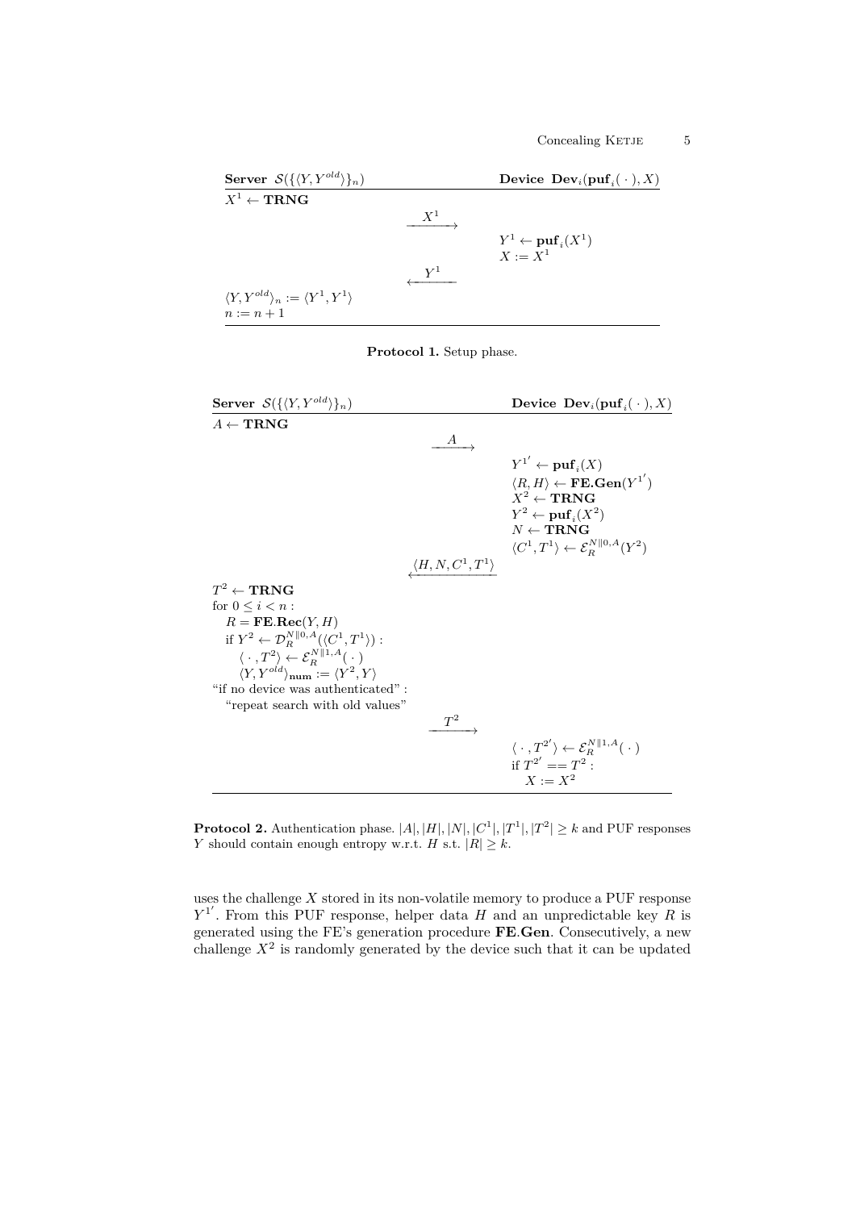| **Server** $\mathcal{S}(\{\langle Y, Y^{old}\rangle\}_n)$ | | **Device** $\mathbf{Dev}_i(\mathbf{puf}_i(\,\cdot\,), X)$ |
|---|---|---|
| $X^1 \leftarrow \mathbf{TRNG}$ | | |
| | $\xrightarrow{X^1}$ | |
| | | $Y^1 \leftarrow \mathbf{puf}_i(X^1)$ |
| | | $X := X^1$ |
| | $\xleftarrow{Y^1}$ | |
| $\langle Y, Y^{old}\rangle_n := \langle Y^1, Y^1\rangle$ | | |
| $n := n + 1$ | | |

**Protocol 1.** Setup phase.

| **Server** $\mathcal{S}(\{\langle Y, Y^{old}\rangle\}_n)$ | | **Device** $\mathbf{Dev}_i(\mathbf{puf}_i(\,\cdot\,), X)$ |
|---|---|---|
| $A \leftarrow \mathbf{TRNG}$ | | |
| | $\xrightarrow{A}$ | |
| | | $Y^{1'} \leftarrow \mathbf{puf}_i(X)$ |
| | | $\langle R, H\rangle \leftarrow \mathbf{FE.Gen}(Y^{1'})$ |
| | | $X^2 \leftarrow \mathbf{TRNG}$ |
| | | $Y^2 \leftarrow \mathbf{puf}_i(X^2)$ |
| | | $N \leftarrow \mathbf{TRNG}$ |
| | | $\langle C^1, T^1\rangle \leftarrow \mathcal{E}_R^{N\|0,A}(Y^2)$ |
| | $\xleftarrow{\langle H, N, C^1, T^1\rangle}$ | |
| $T^2 \leftarrow \mathbf{TRNG}$ | | |
| for $0 \leq i < n$ : | | |
| $\quad R = \mathbf{FE.Rec}(Y, H)$ | | |
| $\quad$ if $Y^2 \leftarrow \mathcal{D}_R^{N\|0,A}(\langle C^1, T^1\rangle)$ : | | |
| $\quad\quad \langle\,\cdot\,, T^2\rangle \leftarrow \mathcal{E}_R^{N\|1,A}(\,\cdot\,)$ | | |
| $\quad\quad \langle Y, Y^{old}\rangle_{\mathbf{num}} := \langle Y^2, Y\rangle$ | | |
| "if no device was authenticated" : | | |
| $\quad$ "repeat search with old values" | | |
| | $\xrightarrow{T^2}$ | |
| | | $\langle\,\cdot\,, T^{2'}\rangle \leftarrow \mathcal{E}_R^{N\|1,A}(\,\cdot\,)$ |
| | | if $T^{2'} == T^2$ : |
| | | $\quad X := X^2$ |

**Protocol 2.** Authentication phase. $|A|, |H|, |N|, |C^1|, |T^1|, |T^2| \geq k$ and PUF responses $Y$ should contain enough entropy w.r.t. $H$ s.t. $|R| \geq k$.

uses the challenge $X$ stored in its non-volatile memory to produce a PUF response $Y^{1'}$. From this PUF response, helper data $H$ and an unpredictable key $R$ is generated using the FE's generation procedure **FE.Gen**. Consecutively, a new challenge $X^2$ is randomly generated by the device such that it can be updated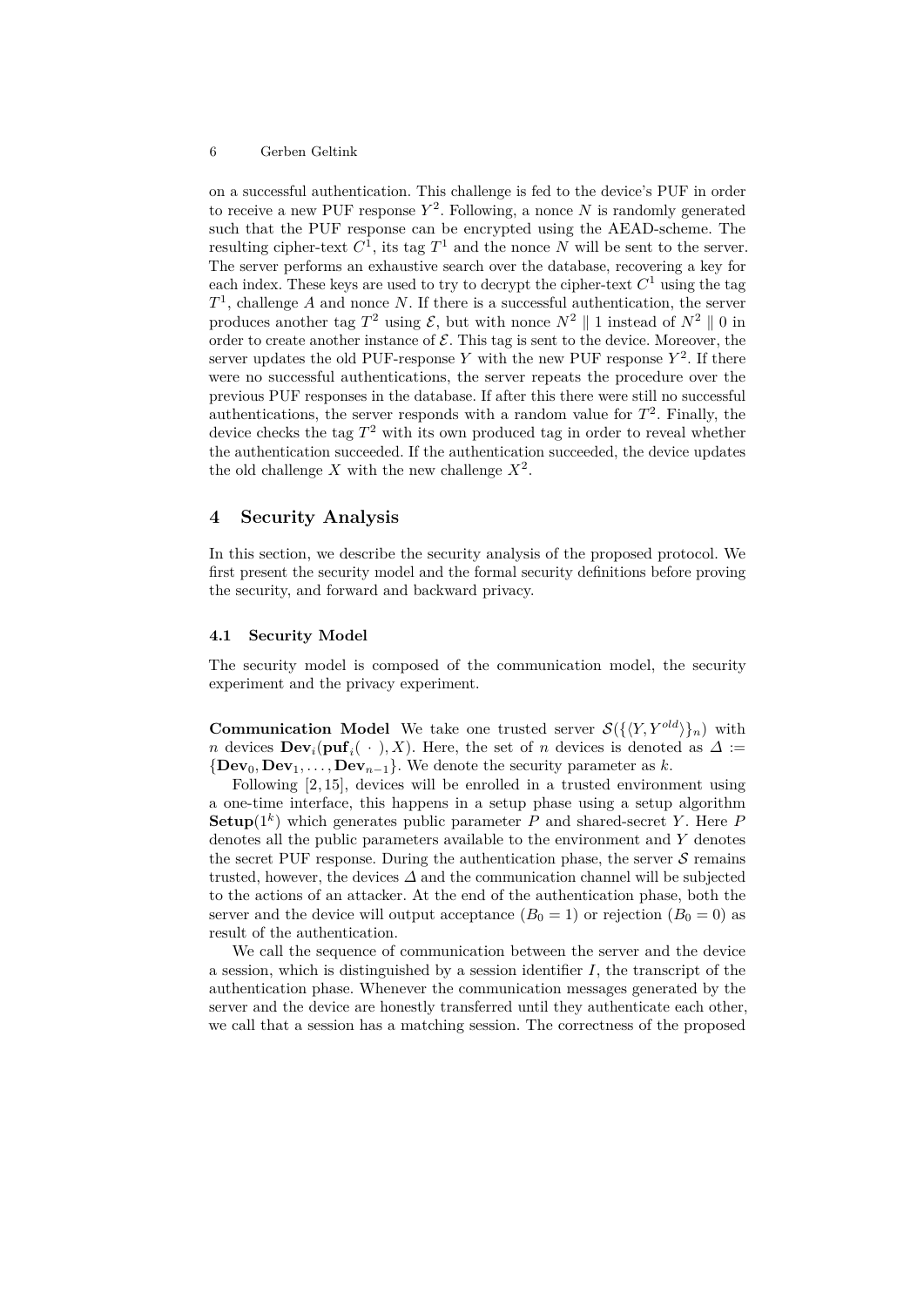on a successful authentication. This challenge is fed to the device's PUF in order to receive a new PUF response $Y^2$. Following, a nonce $N$ is randomly generated such that the PUF response can be encrypted using the AEAD-scheme. The resulting cipher-text $C^1$, its tag $T^1$ and the nonce $N$ will be sent to the server. The server performs an exhaustive search over the database, recovering a key for each index. These keys are used to try to decrypt the cipher-text $C^1$ using the tag $T^1$, challenge $A$ and nonce $N$. If there is a successful authentication, the server produces another tag $T^2$ using $\mathcal{E}$, but with nonce $N^2 \parallel 1$ instead of $N^2 \parallel 0$ in order to create another instance of $\mathcal{E}$. This tag is sent to the device. Moreover, the server updates the old PUF-response $Y$ with the new PUF response $Y^2$. If there were no successful authentications, the server repeats the procedure over the previous PUF responses in the database. If after this there were still no successful authentications, the server responds with a random value for $T^2$. Finally, the device checks the tag $T^2$ with its own produced tag in order to reveal whether the authentication succeeded. If the authentication succeeded, the device updates the old challenge $X$ with the new challenge $X^2$.

## 4 Security Analysis

In this section, we describe the security analysis of the proposed protocol. We first present the security model and the formal security definitions before proving the security, and forward and backward privacy.

### 4.1 Security Model

The security model is composed of the communication model, the security experiment and the privacy experiment.

**Communication Model** We take one trusted server $\mathcal{S}(\{\langle Y, Y^{old}\rangle\}_n)$ with $n$ devices $\mathbf{Dev}_i(\mathbf{puf}_i(\ \cdot\ ), X)$. Here, the set of $n$ devices is denoted as $\Delta := \{\mathbf{Dev}_0, \mathbf{Dev}_1, \ldots, \mathbf{Dev}_{n-1}\}$. We denote the security parameter as $k$.

Following [2,15], devices will be enrolled in a trusted environment using a one-time interface, this happens in a setup phase using a setup algorithm $\mathbf{Setup}(1^k)$ which generates public parameter $P$ and shared-secret $Y$. Here $P$ denotes all the public parameters available to the environment and $Y$ denotes the secret PUF response. During the authentication phase, the server $\mathcal{S}$ remains trusted, however, the devices $\Delta$ and the communication channel will be subjected to the actions of an attacker. At the end of the authentication phase, both the server and the device will output acceptance ($B_0 = 1$) or rejection ($B_0 = 0$) as result of the authentication.

We call the sequence of communication between the server and the device a session, which is distinguished by a session identifier $I$, the transcript of the authentication phase. Whenever the communication messages generated by the server and the device are honestly transferred until they authenticate each other, we call that a session has a matching session. The correctness of the proposed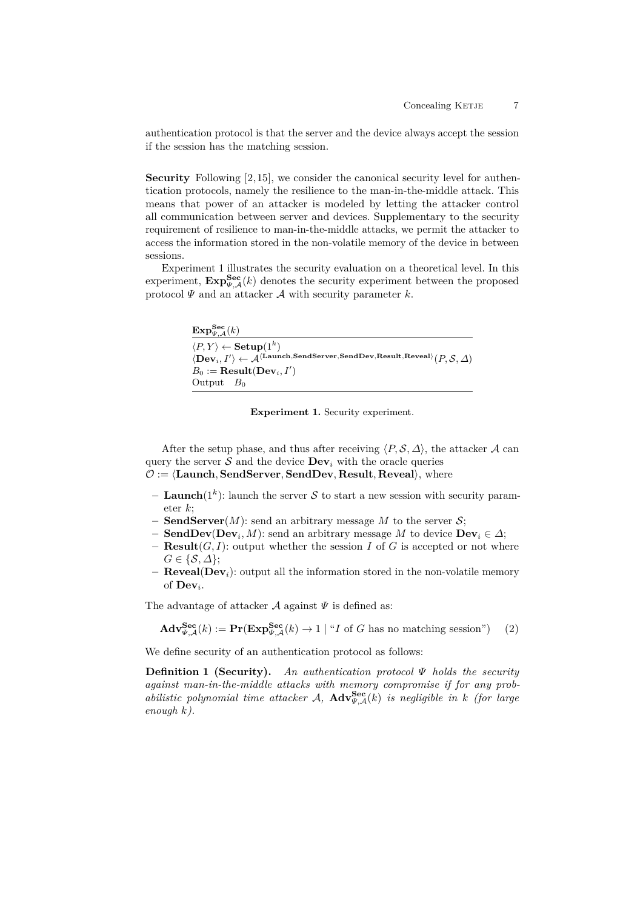authentication protocol is that the server and the device always accept the session if the session has the matching session.

**Security** Following [2,15], we consider the canonical security level for authentication protocols, namely the resilience to the man-in-the-middle attack. This means that power of an attacker is modeled by letting the attacker control all communication between server and devices. Supplementary to the security requirement of resilience to man-in-the-middle attacks, we permit the attacker to access the information stored in the non-volatile memory of the device in between sessions.

Experiment 1 illustrates the security evaluation on a theoretical level. In this experiment, $\mathbf{Exp}^{\mathbf{Sec}}_{\Psi,\mathcal{A}}(k)$ denotes the security experiment between the proposed protocol $\Psi$ and an attacker $\mathcal{A}$ with security parameter $k$.

| $\mathbf{Exp}^{\mathbf{Sec}}_{\Psi,\mathcal{A}}(k)$ |
|---|
| $\langle P, Y\rangle \leftarrow \mathbf{Setup}(1^k)$ |
| $\langle \mathbf{Dev}_i, I'\rangle \leftarrow \mathcal{A}^{\langle \mathbf{Launch}, \mathbf{SendServer}, \mathbf{SendDev}, \mathbf{Result}, \mathbf{Reveal}\rangle}(P, \mathcal{S}, \Delta)$ |
| $B_0 := \mathbf{Result}(\mathbf{Dev}_i, I')$ |
| Output $B_0$ |

**Experiment 1.** Security experiment.

After the setup phase, and thus after receiving $\langle P, \mathcal{S}, \Delta\rangle$, the attacker $\mathcal{A}$ can query the server $\mathcal{S}$ and the device $\mathbf{Dev}_i$ with the oracle queries $\mathcal{O} := \langle \mathbf{Launch}, \mathbf{SendServer}, \mathbf{SendDev}, \mathbf{Result}, \mathbf{Reveal}\rangle$, where

- $\mathbf{Launch}(1^k)$: launch the server $\mathcal{S}$ to start a new session with security parameter $k$;
- $\mathbf{SendServer}(M)$: send an arbitrary message $M$ to the server $\mathcal{S}$;
- $\mathbf{SendDev}(\mathbf{Dev}_i, M)$: send an arbitrary message $M$ to device $\mathbf{Dev}_i \in \Delta$;
- $\mathbf{Result}(G, I)$: output whether the session $I$ of $G$ is accepted or not where $G \in \{\mathcal{S}, \Delta\}$;
- $\mathbf{Reveal}(\mathbf{Dev}_i)$: output all the information stored in the non-volatile memory of $\mathbf{Dev}_i$.

The advantage of attacker $\mathcal{A}$ against $\Psi$ is defined as:

$$\mathbf{Adv}^{\mathbf{Sec}}_{\Psi,\mathcal{A}}(k) := \mathbf{Pr}(\mathbf{Exp}^{\mathbf{Sec}}_{\Psi,\mathcal{A}}(k) \to 1 \mid \text{“}I \text{ of } G \text{ has no matching session”}) \quad (2)$$

We define security of an authentication protocol as follows:

**Definition 1 (Security).** *An authentication protocol $\Psi$ holds the security against man-in-the-middle attacks with memory compromise if for any probabilistic polynomial time attacker $\mathcal{A}$, $\mathbf{Adv}^{\mathbf{Sec}}_{\Psi,\mathcal{A}}(k)$ is negligible in $k$ (for large enough $k$).*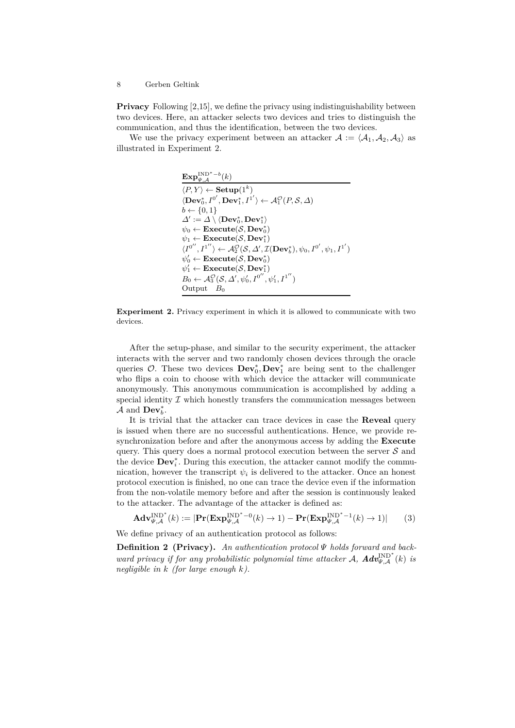**Privacy** Following [2,15], we define the privacy using indistinguishability between two devices. Here, an attacker selects two devices and tries to distinguish the communication, and thus the identification, between the two devices.

We use the privacy experiment between an attacker $\mathcal{A} := \langle \mathcal{A}_1, \mathcal{A}_2, \mathcal{A}_3 \rangle$ as illustrated in Experiment 2.

$$
\begin{array}{l}
\underline{\mathbf{Exp}_{\Psi,\mathcal{A}}^{\mathrm{IND}^*-b}(k)} \\
\langle P, Y \rangle \leftarrow \mathbf{Setup}(1^k) \\
\langle \mathbf{Dev}_0^*, I^{0'}, \mathbf{Dev}_1^*, I^{1'} \rangle \leftarrow \mathcal{A}_1^{\mathcal{O}}(P, \mathcal{S}, \Delta) \\
b \leftarrow \{0,1\} \\
\Delta' := \Delta \setminus \langle \mathbf{Dev}_0^*, \mathbf{Dev}_1^* \rangle \\
\psi_0 \leftarrow \mathbf{Execute}(\mathcal{S}, \mathbf{Dev}_0^*) \\
\psi_1 \leftarrow \mathbf{Execute}(\mathcal{S}, \mathbf{Dev}_1^*) \\
\langle I^{0''}, I^{1''} \rangle \leftarrow \mathcal{A}_2^{\mathcal{O}}(\mathcal{S}, \Delta', \mathcal{I}(\mathbf{Dev}_b^*), \psi_0, I^{0'}, \psi_1, I^{1'}) \\
\psi_0' \leftarrow \mathbf{Execute}(\mathcal{S}, \mathbf{Dev}_0^*) \\
\psi_1' \leftarrow \mathbf{Execute}(\mathcal{S}, \mathbf{Dev}_1^*) \\
B_0 \leftarrow \mathcal{A}_3^{\mathcal{O}}(\mathcal{S}, \Delta', \psi_0', I^{0''}, \psi_1', I^{1''}) \\
\text{Output} \quad B_0
\end{array}
$$

**Experiment 2.** Privacy experiment in which it is allowed to communicate with two devices.

After the setup-phase, and similar to the security experiment, the attacker interacts with the server and two randomly chosen devices through the oracle queries $\mathcal{O}$. These two devices $\mathbf{Dev}_0^*, \mathbf{Dev}_1^*$ are being sent to the challenger who flips a coin to choose with which device the attacker will communicate anonymously. This anonymous communication is accomplished by adding a special identity $\mathcal{I}$ which honestly transfers the communication messages between $\mathcal{A}$ and $\mathbf{Dev}_b^*$.

It is trivial that the attacker can trace devices in case the **Reveal** query is issued when there are no successful authentications. Hence, we provide re-synchronization before and after the anonymous access by adding the **Execute** query. This query does a normal protocol execution between the server $\mathcal{S}$ and the device $\mathbf{Dev}_i^*$. During this execution, the attacker cannot modify the communication, however the transcript $\psi_i$ is delivered to the attacker. Once an honest protocol execution is finished, no one can trace the device even if the information from the non-volatile memory before and after the session is continuously leaked to the attacker. The advantage of the attacker is defined as:

$$
\mathbf{Adv}_{\Psi,\mathcal{A}}^{\mathrm{IND}^*}(k) := |\mathbf{Pr}(\mathbf{Exp}_{\Psi,\mathcal{A}}^{\mathrm{IND}^*-0}(k) \to 1) - \mathbf{Pr}(\mathbf{Exp}_{\Psi,\mathcal{A}}^{\mathrm{IND}^*-1}(k) \to 1)| \qquad (3)
$$

We define privacy of an authentication protocol as follows:

**Definition 2 (Privacy).** *An authentication protocol $\Psi$ holds forward and backward privacy if for any probabilistic polynomial time attacker $\mathcal{A}$, $\boldsymbol{Adv}_{\Psi,\mathcal{A}}^{\mathrm{IND}^*}(k)$ is negligible in $k$ (for large enough $k$).*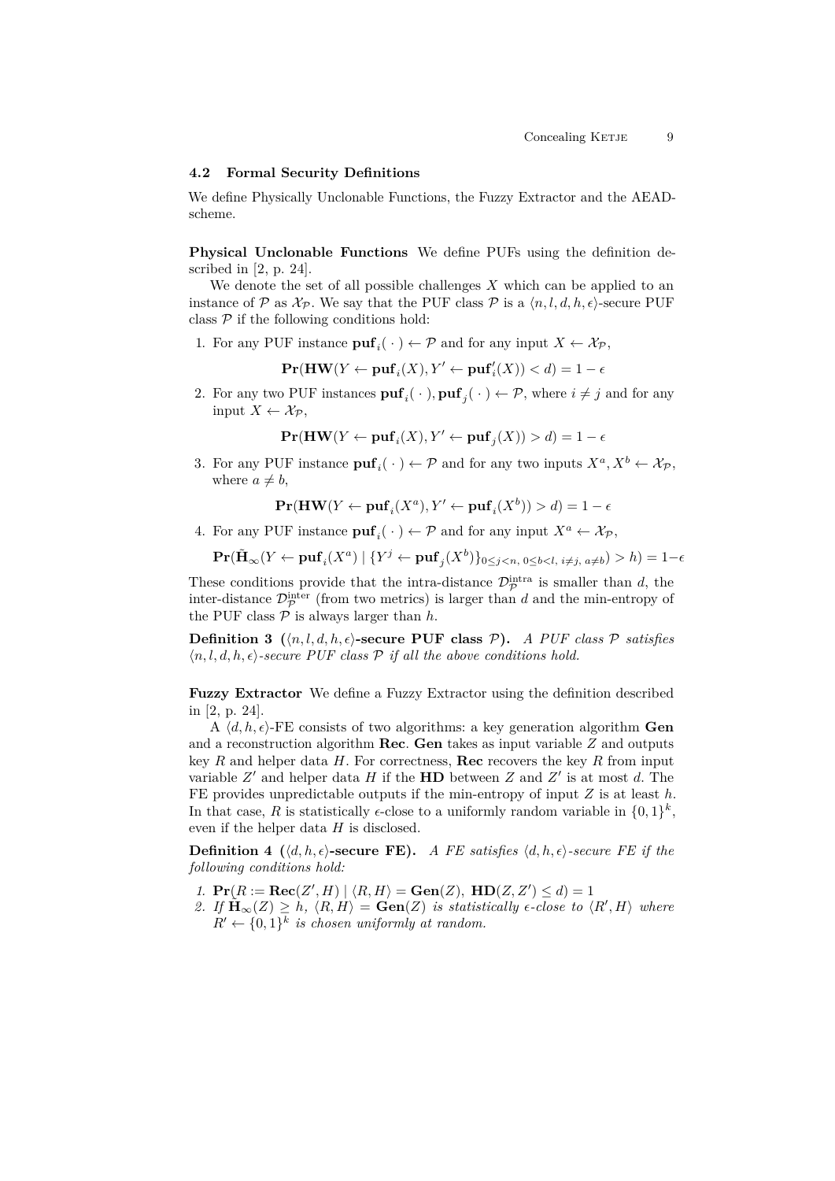### 4.2 Formal Security Definitions

We define Physically Unclonable Functions, the Fuzzy Extractor and the AEAD-scheme.

**Physical Unclonable Functions** We define PUFs using the definition described in [2, p. 24].

We denote the set of all possible challenges $X$ which can be applied to an instance of $\mathcal{P}$ as $\mathcal{X}_\mathcal{P}$. We say that the PUF class $\mathcal{P}$ is a $\langle n, l, d, h, \epsilon \rangle$-secure PUF class $\mathcal{P}$ if the following conditions hold:

1. For any PUF instance $\mathbf{puf}_i(\,\cdot\,) \leftarrow \mathcal{P}$ and for any input $X \leftarrow \mathcal{X}_\mathcal{P}$,
$$\mathbf{Pr}(\mathbf{HW}(Y \leftarrow \mathbf{puf}_i(X), Y' \leftarrow \mathbf{puf}'_i(X)) < d) = 1 - \epsilon$$
2. For any two PUF instances $\mathbf{puf}_i(\,\cdot\,), \mathbf{puf}_j(\,\cdot\,) \leftarrow \mathcal{P}$, where $i \neq j$ and for any input $X \leftarrow \mathcal{X}_\mathcal{P}$,
$$\mathbf{Pr}(\mathbf{HW}(Y \leftarrow \mathbf{puf}_i(X), Y' \leftarrow \mathbf{puf}_j(X)) > d) = 1 - \epsilon$$
3. For any PUF instance $\mathbf{puf}_i(\,\cdot\,) \leftarrow \mathcal{P}$ and for any two inputs $X^a, X^b \leftarrow \mathcal{X}_\mathcal{P}$, where $a \neq b$,
$$\mathbf{Pr}(\mathbf{HW}(Y \leftarrow \mathbf{puf}_i(X^a), Y' \leftarrow \mathbf{puf}_i(X^b)) > d) = 1 - \epsilon$$
4. For any PUF instance $\mathbf{puf}_i(\,\cdot\,) \leftarrow \mathcal{P}$ and for any input $X^a \leftarrow \mathcal{X}_\mathcal{P}$,
$$\mathbf{Pr}(\tilde{\mathbf{H}}_\infty(Y \leftarrow \mathbf{puf}_i(X^a) \mid \{Y^j \leftarrow \mathbf{puf}_j(X^b)\}_{0 \leq j < n,\ 0 \leq b < l,\ i \neq j,\ a \neq b}) > h) = 1 - \epsilon$$

These conditions provide that the intra-distance $\mathcal{D}^{\text{intra}}_\mathcal{P}$ is smaller than $d$, the inter-distance $\mathcal{D}^{\text{inter}}_\mathcal{P}$ (from two metrics) is larger than $d$ and the min-entropy of the PUF class $\mathcal{P}$ is always larger than $h$.

**Definition 3 ($\langle n, l, d, h, \epsilon \rangle$-secure PUF class $\mathcal{P}$).** *A PUF class $\mathcal{P}$ satisfies $\langle n, l, d, h, \epsilon \rangle$-secure PUF class $\mathcal{P}$ if all the above conditions hold.*

**Fuzzy Extractor** We define a Fuzzy Extractor using the definition described in [2, p. 24].

A $\langle d, h, \epsilon \rangle$-FE consists of two algorithms: a key generation algorithm **Gen** and a reconstruction algorithm **Rec**. **Gen** takes as input variable $Z$ and outputs key $R$ and helper data $H$. For correctness, **Rec** recovers the key $R$ from input variable $Z'$ and helper data $H$ if the **HD** between $Z$ and $Z'$ is at most $d$. The FE provides unpredictable outputs if the min-entropy of input $Z$ is at least $h$. In that case, $R$ is statistically $\epsilon$-close to a uniformly random variable in $\{0, 1\}^k$, even if the helper data $H$ is disclosed.

**Definition 4 ($\langle d, h, \epsilon \rangle$-secure FE).** *A FE satisfies $\langle d, h, \epsilon \rangle$-secure FE if the following conditions hold:*

1. $\mathbf{Pr}(R := \mathbf{Rec}(Z', H) \mid \langle R, H \rangle = \mathbf{Gen}(Z),\ \mathbf{HD}(Z, Z') \leq d) = 1$
2. *If* $\tilde{\mathbf{H}}_\infty(Z) \geq h$, $\langle R, H \rangle = \mathbf{Gen}(Z)$ *is statistically $\epsilon$-close to* $\langle R', H \rangle$ *where* $R' \leftarrow \{0, 1\}^k$ *is chosen uniformly at random.*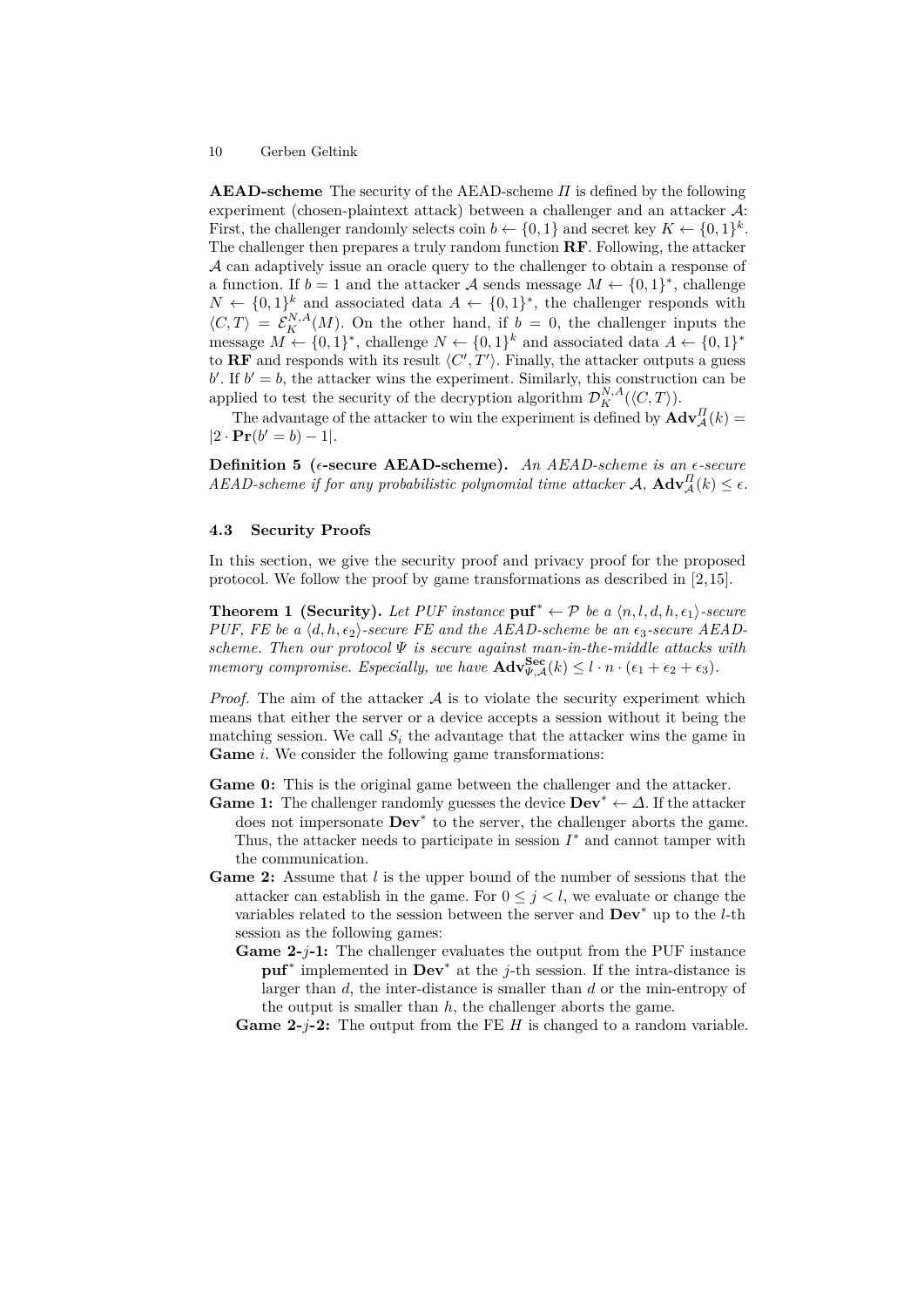**AEAD-scheme** The security of the AEAD-scheme $\Pi$ is defined by the following experiment (chosen-plaintext attack) between a challenger and an attacker $\mathcal{A}$: First, the challenger randomly selects coin $b \leftarrow \{0,1\}$ and secret key $K \leftarrow \{0,1\}^k$. The challenger then prepares a truly random function **RF**. Following, the attacker $\mathcal{A}$ can adaptively issue an oracle query to the challenger to obtain a response of a function. If $b = 1$ and the attacker $\mathcal{A}$ sends message $M \leftarrow \{0,1\}^*$, challenge $N \leftarrow \{0,1\}^k$ and associated data $A \leftarrow \{0,1\}^*$, the challenger responds with $\langle C, T \rangle = \mathcal{E}_K^{N,A}(M)$. On the other hand, if $b = 0$, the challenger inputs the message $M \leftarrow \{0,1\}^*$, challenge $N \leftarrow \{0,1\}^k$ and associated data $A \leftarrow \{0,1\}^*$ to **RF** and responds with its result $\langle C', T' \rangle$. Finally, the attacker outputs a guess $b'$. If $b' = b$, the attacker wins the experiment. Similarly, this construction can be applied to test the security of the decryption algorithm $\mathcal{D}_K^{N,A}(\langle C, T \rangle)$.

The advantage of the attacker to win the experiment is defined by $\mathbf{Adv}_{\mathcal{A}}^{\Pi}(k) = |2 \cdot \mathbf{Pr}(b' = b) - 1|$.

**Definition 5 ($\epsilon$-secure AEAD-scheme).** *An AEAD-scheme is an $\epsilon$-secure AEAD-scheme if for any probabilistic polynomial time attacker $\mathcal{A}$, $\mathbf{Adv}_{\mathcal{A}}^{\Pi}(k) \leq \epsilon$.*

### 4.3 Security Proofs

In this section, we give the security proof and privacy proof for the proposed protocol. We follow the proof by game transformations as described in [2,15].

**Theorem 1 (Security).** *Let PUF instance $\mathbf{puf}^* \leftarrow \mathcal{P}$ be a $\langle n, l, d, h, \epsilon_1 \rangle$-secure PUF, FE be a $\langle d, h, \epsilon_2 \rangle$-secure FE and the AEAD-scheme be an $\epsilon_3$-secure AEAD-scheme. Then our protocol $\Psi$ is secure against man-in-the-middle attacks with memory compromise. Especially, we have $\mathbf{Adv}_{\Psi,\mathcal{A}}^{\mathbf{Sec}}(k) \leq l \cdot n \cdot (\epsilon_1 + \epsilon_2 + \epsilon_3)$.*

*Proof.* The aim of the attacker $\mathcal{A}$ is to violate the security experiment which means that either the server or a device accepts a session without it being the matching session. We call $S_i$ the advantage that the attacker wins the game in **Game** $i$. We consider the following game transformations:

**Game 0:** This is the original game between the challenger and the attacker.

**Game 1:** The challenger randomly guesses the device $\mathbf{Dev}^* \leftarrow \Delta$. If the attacker does not impersonate $\mathbf{Dev}^*$ to the server, the challenger aborts the game. Thus, the attacker needs to participate in session $I^*$ and cannot tamper with the communication.

**Game 2:** Assume that $l$ is the upper bound of the number of sessions that the attacker can establish in the game. For $0 \leq j < l$, we evaluate or change the variables related to the session between the server and $\mathbf{Dev}^*$ up to the $l$-th session as the following games:

- **Game 2-$j$-1:** The challenger evaluates the output from the PUF instance $\mathbf{puf}^*$ implemented in $\mathbf{Dev}^*$ at the $j$-th session. If the intra-distance is larger than $d$, the inter-distance is smaller than $d$ or the min-entropy of the output is smaller than $h$, the challenger aborts the game.
- **Game 2-$j$-2:** The output from the FE $H$ is changed to a random variable.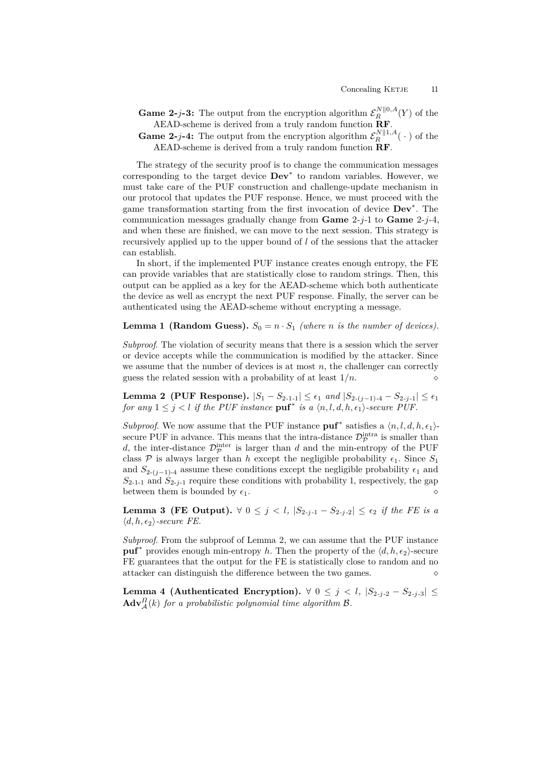**Game 2-$j$-3:** The output from the encryption algorithm $\mathcal{E}_R^{N\|0,A}(Y)$ of the AEAD-scheme is derived from a truly random function **RF**.

**Game 2-$j$-4:** The output from the encryption algorithm $\mathcal{E}_R^{N\|1,A}(\,\cdot\,)$ of the AEAD-scheme is derived from a truly random function **RF**.

The strategy of the security proof is to change the communication messages corresponding to the target device $\mathbf{Dev}^*$ to random variables. However, we must take care of the PUF construction and challenge-update mechanism in our protocol that updates the PUF response. Hence, we must proceed with the game transformation starting from the first invocation of device $\mathbf{Dev}^*$. The communication messages gradually change from **Game** 2-$j$-1 to **Game** 2-$j$-4, and when these are finished, we can move to the next session. This strategy is recursively applied up to the upper bound of $l$ of the sessions that the attacker can establish.

In short, if the implemented PUF instance creates enough entropy, the FE can provide variables that are statistically close to random strings. Then, this output can be applied as a key for the AEAD-scheme which both authenticate the device as well as encrypt the next PUF response. Finally, the server can be authenticated using the AEAD-scheme without encrypting a message.

**Lemma 1 (Random Guess).** $S_0 = n \cdot S_1$ *(where $n$ is the number of devices).*

*Subproof.* The violation of security means that there is a session which the server or device accepts while the communication is modified by the attacker. Since we assume that the number of devices is at most $n$, the challenger can correctly guess the related session with a probability of at least $1/n$. $\diamond$

**Lemma 2 (PUF Response).** $|S_1 - S_{2\text{-}1\text{-}1}| \leq \epsilon_1$ *and* $|S_{2\text{-}(j-1)\text{-}4} - S_{2\text{-}j\text{-}1}| \leq \epsilon_1$ *for any* $1 \leq j < l$ *if the PUF instance* $\mathbf{puf}^*$ *is a* $\langle n, l, d, h, \epsilon_1 \rangle$*-secure PUF.*

*Subproof.* We now assume that the PUF instance $\mathbf{puf}^*$ satisfies a $\langle n, l, d, h, \epsilon_1 \rangle$-secure PUF in advance. This means that the intra-distance $\mathcal{D}_{\mathcal{P}}^{\text{intra}}$ is smaller than $d$, the inter-distance $\mathcal{D}_{\mathcal{P}}^{\text{inter}}$ is larger than $d$ and the min-entropy of the PUF class $\mathcal{P}$ is always larger than $h$ except the negligible probability $\epsilon_1$. Since $S_1$ and $S_{2\text{-}(j-1)\text{-}4}$ assume these conditions except the negligible probability $\epsilon_1$ and $S_{2\text{-}1\text{-}1}$ and $S_{2\text{-}j\text{-}1}$ require these conditions with probability 1, respectively, the gap between them is bounded by $\epsilon_1$. $\diamond$

**Lemma 3 (FE Output).** $\forall\ 0 \leq j < l$, $|S_{2\text{-}j\text{-}1} - S_{2\text{-}j\text{-}2}| \leq \epsilon_2$ *if the FE is a* $\langle d, h, \epsilon_2 \rangle$*-secure FE.*

*Subproof.* From the subproof of Lemma 2, we can assume that the PUF instance $\mathbf{puf}^*$ provides enough min-entropy $h$. Then the property of the $\langle d, h, \epsilon_2 \rangle$-secure FE guarantees that the output for the FE is statistically close to random and no attacker can distinguish the difference between the two games. $\diamond$

**Lemma 4 (Authenticated Encryption).** $\forall\ 0 \leq j < l$, $|S_{2\text{-}j\text{-}2} - S_{2\text{-}j\text{-}3}| \leq \mathbf{Adv}_{\mathcal{A}}^{\Pi}(k)$ *for a probabilistic polynomial time algorithm* $\mathcal{B}$.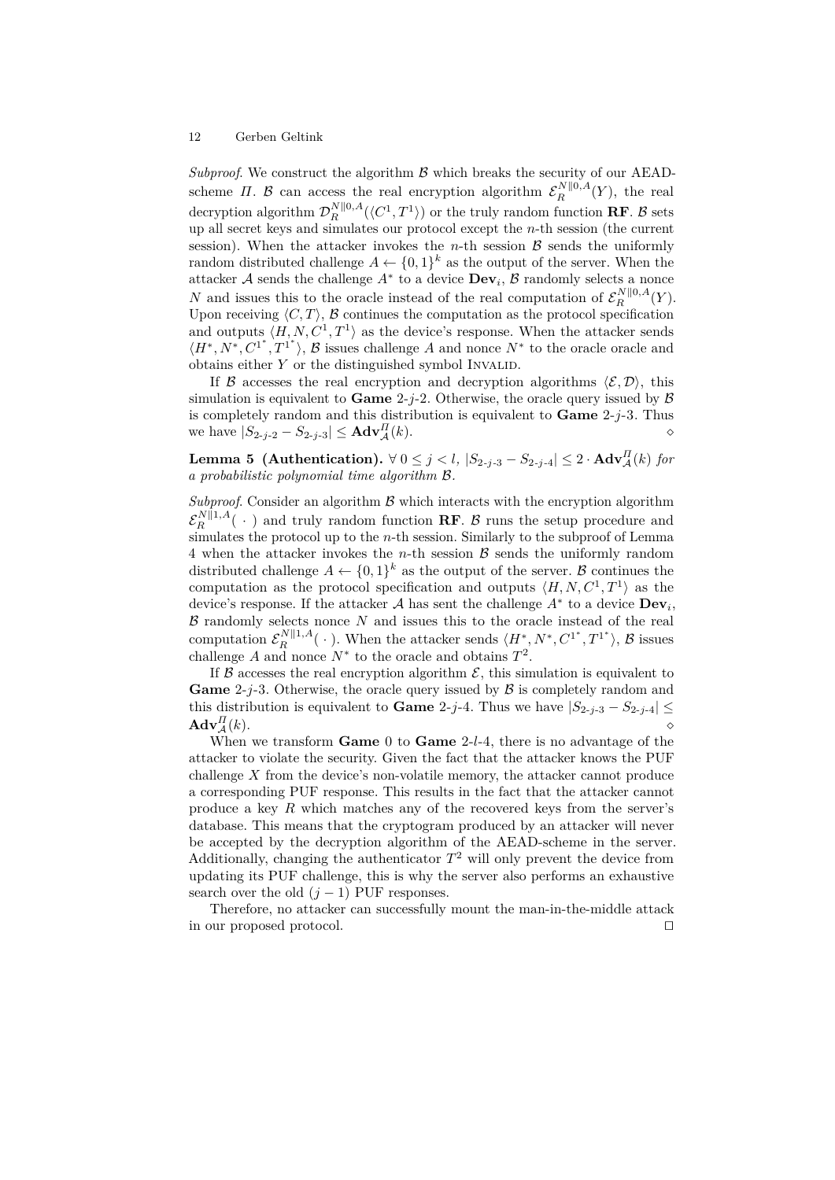*Subproof*. We construct the algorithm $\mathcal{B}$ which breaks the security of our AEAD-scheme $\Pi$. $\mathcal{B}$ can access the real encryption algorithm $\mathcal{E}_R^{N\|0,A}(Y)$, the real decryption algorithm $\mathcal{D}_R^{N\|0,A}(\langle C^1, T^1 \rangle)$ or the truly random function $\mathbf{RF}$. $\mathcal{B}$ sets up all secret keys and simulates our protocol except the $n$-th session (the current session). When the attacker invokes the $n$-th session $\mathcal{B}$ sends the uniformly random distributed challenge $A \leftarrow \{0,1\}^k$ as the output of the server. When the attacker $\mathcal{A}$ sends the challenge $A^*$ to a device $\mathbf{Dev}_i$, $\mathcal{B}$ randomly selects a nonce $N$ and issues this to the oracle instead of the real computation of $\mathcal{E}_R^{N\|0,A}(Y)$. Upon receiving $\langle C, T \rangle$, $\mathcal{B}$ continues the computation as the protocol specification and outputs $\langle H, N, C^1, T^1 \rangle$ as the device's response. When the attacker sends $\langle H^*, N^*, C^{1^*}, T^{1^*} \rangle$, $\mathcal{B}$ issues challenge $A$ and nonce $N^*$ to the oracle oracle and obtains either $Y$ or the distinguished symbol Invalid.

If $\mathcal{B}$ accesses the real encryption and decryption algorithms $\langle \mathcal{E}, \mathcal{D} \rangle$, this simulation is equivalent to **Game** 2-$j$-2. Otherwise, the oracle query issued by $\mathcal{B}$ is completely random and this distribution is equivalent to **Game** 2-$j$-3. Thus we have $|S_{2\text{-}j\text{-}2} - S_{2\text{-}j\text{-}3}| \leq \mathbf{Adv}_{\mathcal{A}}^{\Pi}(k)$. $\diamond$

**Lemma 5 (Authentication).** *$\forall\, 0 \leq j < l$, $|S_{2\text{-}j\text{-}3} - S_{2\text{-}j\text{-}4}| \leq 2 \cdot \mathbf{Adv}_{\mathcal{A}}^{\Pi}(k)$ for a probabilistic polynomial time algorithm $\mathcal{B}$.*

*Subproof*. Consider an algorithm $\mathcal{B}$ which interacts with the encryption algorithm $\mathcal{E}_R^{N\|1,A}(\,\cdot\,)$ and truly random function $\mathbf{RF}$. $\mathcal{B}$ runs the setup procedure and simulates the protocol up to the $n$-th session. Similarly to the subproof of Lemma 4 when the attacker invokes the $n$-th session $\mathcal{B}$ sends the uniformly random distributed challenge $A \leftarrow \{0,1\}^k$ as the output of the server. $\mathcal{B}$ continues the computation as the protocol specification and outputs $\langle H, N, C^1, T^1 \rangle$ as the device's response. If the attacker $\mathcal{A}$ has sent the challenge $A^*$ to a device $\mathbf{Dev}_i$, $\mathcal{B}$ randomly selects nonce $N$ and issues this to the oracle instead of the real computation $\mathcal{E}_R^{N\|1,A}(\,\cdot\,)$. When the attacker sends $\langle H^*, N^*, C^{1^*}, T^{1^*} \rangle$, $\mathcal{B}$ issues challenge $A$ and nonce $N^*$ to the oracle and obtains $T^2$.

If $\mathcal{B}$ accesses the real encryption algorithm $\mathcal{E}$, this simulation is equivalent to **Game** 2-$j$-3. Otherwise, the oracle query issued by $\mathcal{B}$ is completely random and this distribution is equivalent to **Game** 2-$j$-4. Thus we have $|S_{2\text{-}j\text{-}3} - S_{2\text{-}j\text{-}4}| \leq \mathbf{Adv}_{\mathcal{A}}^{\Pi}(k)$. $\diamond$

When we transform **Game** 0 to **Game** 2-$l$-4, there is no advantage of the attacker to violate the security. Given the fact that the attacker knows the PUF challenge $X$ from the device's non-volatile memory, the attacker cannot produce a corresponding PUF response. This results in the fact that the attacker cannot produce a key $R$ which matches any of the recovered keys from the server's database. This means that the cryptogram produced by an attacker will never be accepted by the decryption algorithm of the AEAD-scheme in the server. Additionally, changing the authenticator $T^2$ will only prevent the device from updating its PUF challenge, this is why the server also performs an exhaustive search over the old $(j-1)$ PUF responses.

Therefore, no attacker can successfully mount the man-in-the-middle attack in our proposed protocol. $\square$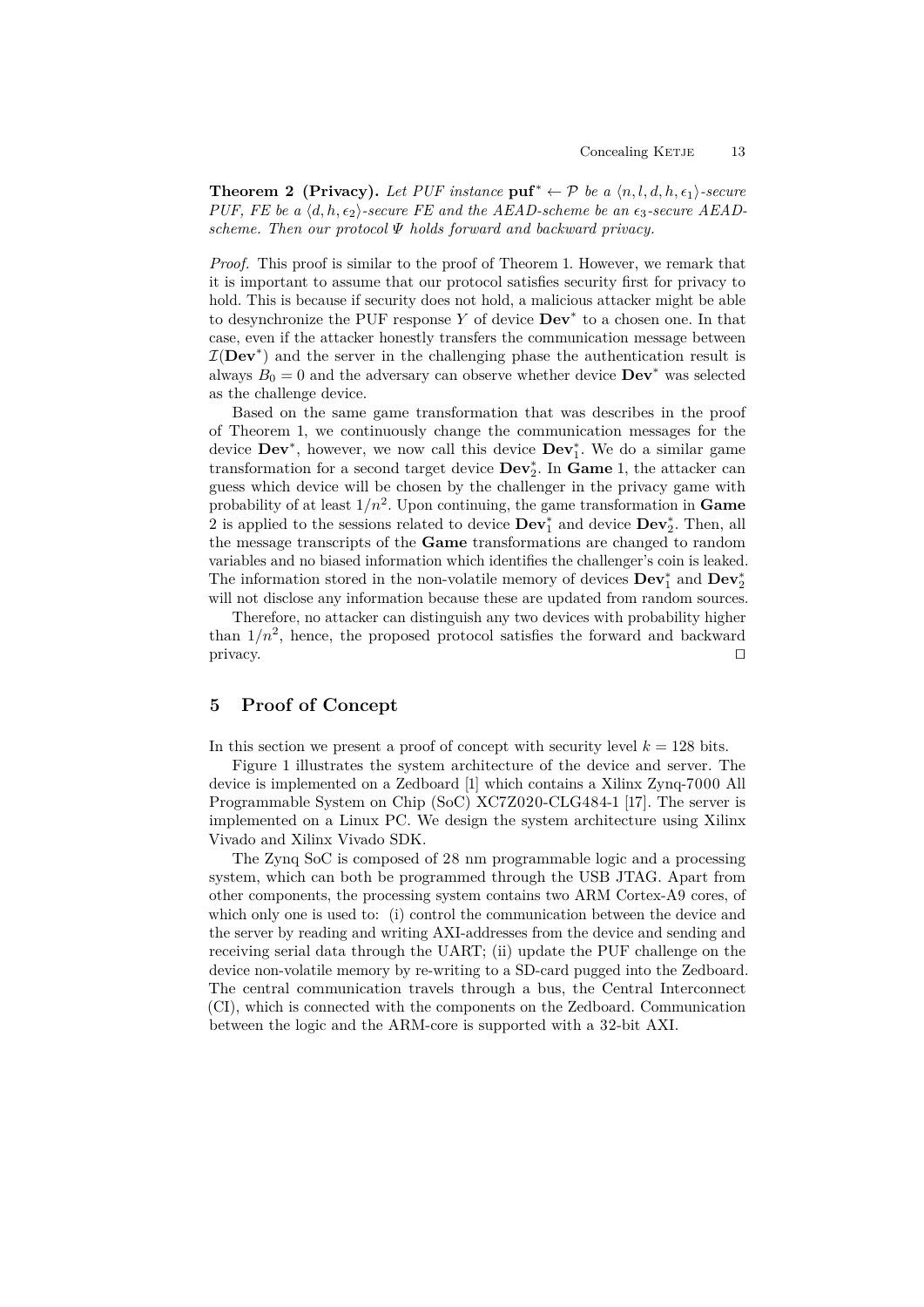**Theorem 2 (Privacy).** *Let PUF instance* $\mathbf{puf}^* \leftarrow \mathcal{P}$ *be a* $\langle n, l, d, h, \epsilon_1 \rangle$*-secure PUF, FE be a* $\langle d, h, \epsilon_2 \rangle$*-secure FE and the AEAD-scheme be an* $\epsilon_3$*-secure AEAD-scheme. Then our protocol* $\Psi$ *holds forward and backward privacy.*

*Proof.* This proof is similar to the proof of Theorem 1. However, we remark that it is important to assume that our protocol satisfies security first for privacy to hold. This is because if security does not hold, a malicious attacker might be able to desynchronize the PUF response $Y$ of device $\mathbf{Dev}^*$ to a chosen one. In that case, even if the attacker honestly transfers the communication message between $\mathcal{I}(\mathbf{Dev}^*)$ and the server in the challenging phase the authentication result is always $B_0 = 0$ and the adversary can observe whether device $\mathbf{Dev}^*$ was selected as the challenge device.

Based on the same game transformation that was describes in the proof of Theorem 1, we continuously change the communication messages for the device $\mathbf{Dev}^*$, however, we now call this device $\mathbf{Dev}_1^*$. We do a similar game transformation for a second target device $\mathbf{Dev}_2^*$. In **Game** 1, the attacker can guess which device will be chosen by the challenger in the privacy game with probability of at least $1/n^2$. Upon continuing, the game transformation in **Game** 2 is applied to the sessions related to device $\mathbf{Dev}_1^*$ and device $\mathbf{Dev}_2^*$. Then, all the message transcripts of the **Game** transformations are changed to random variables and no biased information which identifies the challenger's coin is leaked. The information stored in the non-volatile memory of devices $\mathbf{Dev}_1^*$ and $\mathbf{Dev}_2^*$ will not disclose any information because these are updated from random sources.

Therefore, no attacker can distinguish any two devices with probability higher than $1/n^2$, hence, the proposed protocol satisfies the forward and backward privacy. □

## 5 Proof of Concept

In this section we present a proof of concept with security level $k = 128$ bits.

Figure 1 illustrates the system architecture of the device and server. The device is implemented on a Zedboard [1] which contains a Xilinx Zynq-7000 All Programmable System on Chip (SoC) XC7Z020-CLG484-1 [17]. The server is implemented on a Linux PC. We design the system architecture using Xilinx Vivado and Xilinx Vivado SDK.

The Zynq SoC is composed of 28 nm programmable logic and a processing system, which can both be programmed through the USB JTAG. Apart from other components, the processing system contains two ARM Cortex-A9 cores, of which only one is used to: (i) control the communication between the device and the server by reading and writing AXI-addresses from the device and sending and receiving serial data through the UART; (ii) update the PUF challenge on the device non-volatile memory by re-writing to a SD-card pugged into the Zedboard. The central communication travels through a bus, the Central Interconnect (CI), which is connected with the components on the Zedboard. Communication between the logic and the ARM-core is supported with a 32-bit AXI.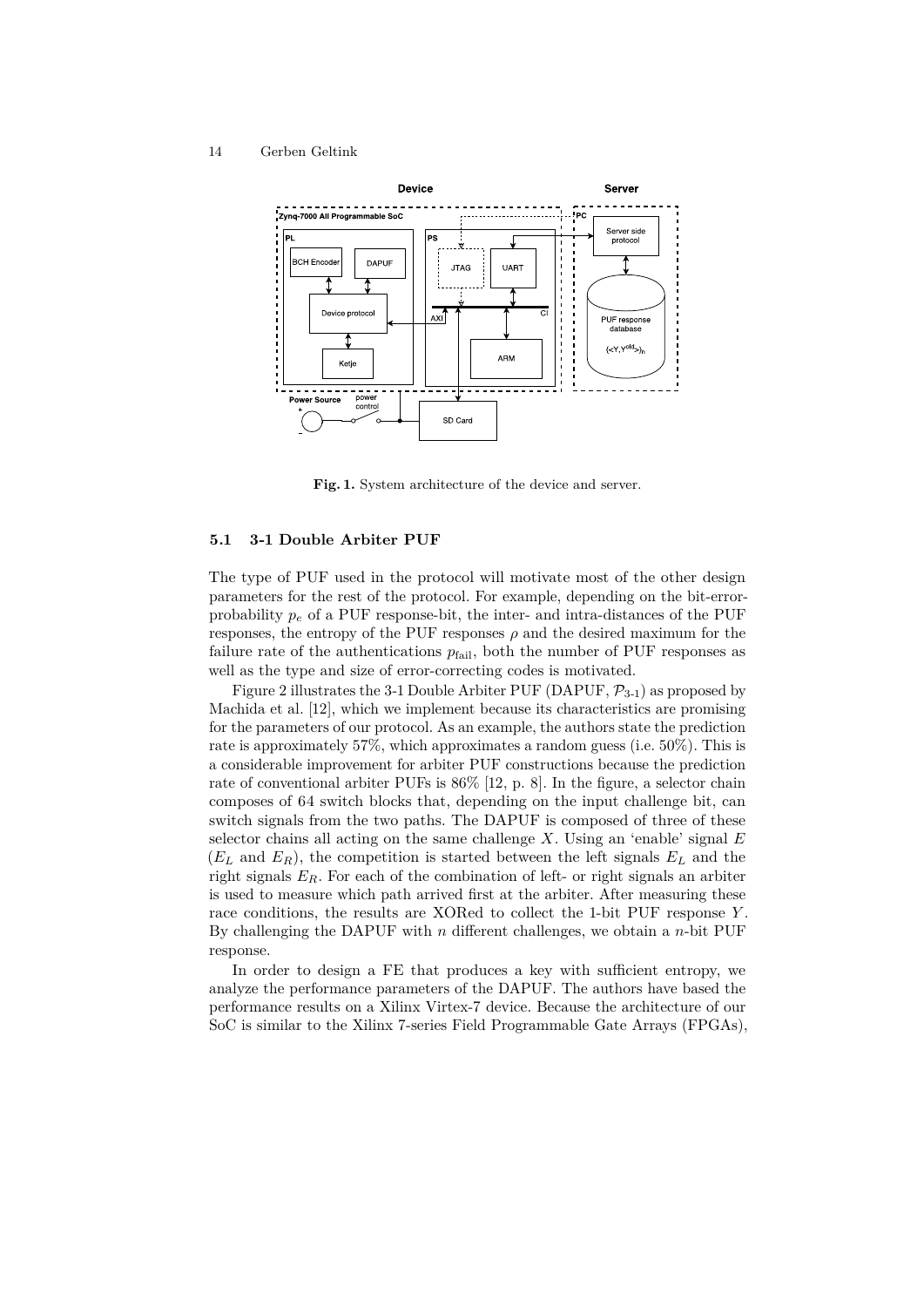Fig. 1. System architecture of the device and server.

### 5.1 3-1 Double Arbiter PUF

The type of PUF used in the protocol will motivate most of the other design parameters for the rest of the protocol. For example, depending on the bit-error-probability $p_e$ of a PUF response-bit, the inter- and intra-distances of the PUF responses, the entropy of the PUF responses $\rho$ and the desired maximum for the failure rate of the authentications $p_{\text{fail}}$, both the number of PUF responses as well as the type and size of error-correcting codes is motivated.

Figure 2 illustrates the 3-1 Double Arbiter PUF (DAPUF, $\mathcal{P}_{3\text{-}1}$) as proposed by Machida et al. [12], which we implement because its characteristics are promising for the parameters of our protocol. As an example, the authors state the prediction rate is approximately 57%, which approximates a random guess (i.e. 50%). This is a considerable improvement for arbiter PUF constructions because the prediction rate of conventional arbiter PUFs is 86% [12, p. 8]. In the figure, a selector chain composes of 64 switch blocks that, depending on the input challenge bit, can switch signals from the two paths. The DAPUF is composed of three of these selector chains all acting on the same challenge $X$. Using an 'enable' signal $E$ ($E_L$ and $E_R$), the competition is started between the left signals $E_L$ and the right signals $E_R$. For each of the combination of left- or right signals an arbiter is used to measure which path arrived first at the arbiter. After measuring these race conditions, the results are XORed to collect the 1-bit PUF response $Y$. By challenging the DAPUF with $n$ different challenges, we obtain a $n$-bit PUF response.

In order to design a FE that produces a key with sufficient entropy, we analyze the performance parameters of the DAPUF. The authors have based the performance results on a Xilinx Virtex-7 device. Because the architecture of our SoC is similar to the Xilinx 7-series Field Programmable Gate Arrays (FPGAs),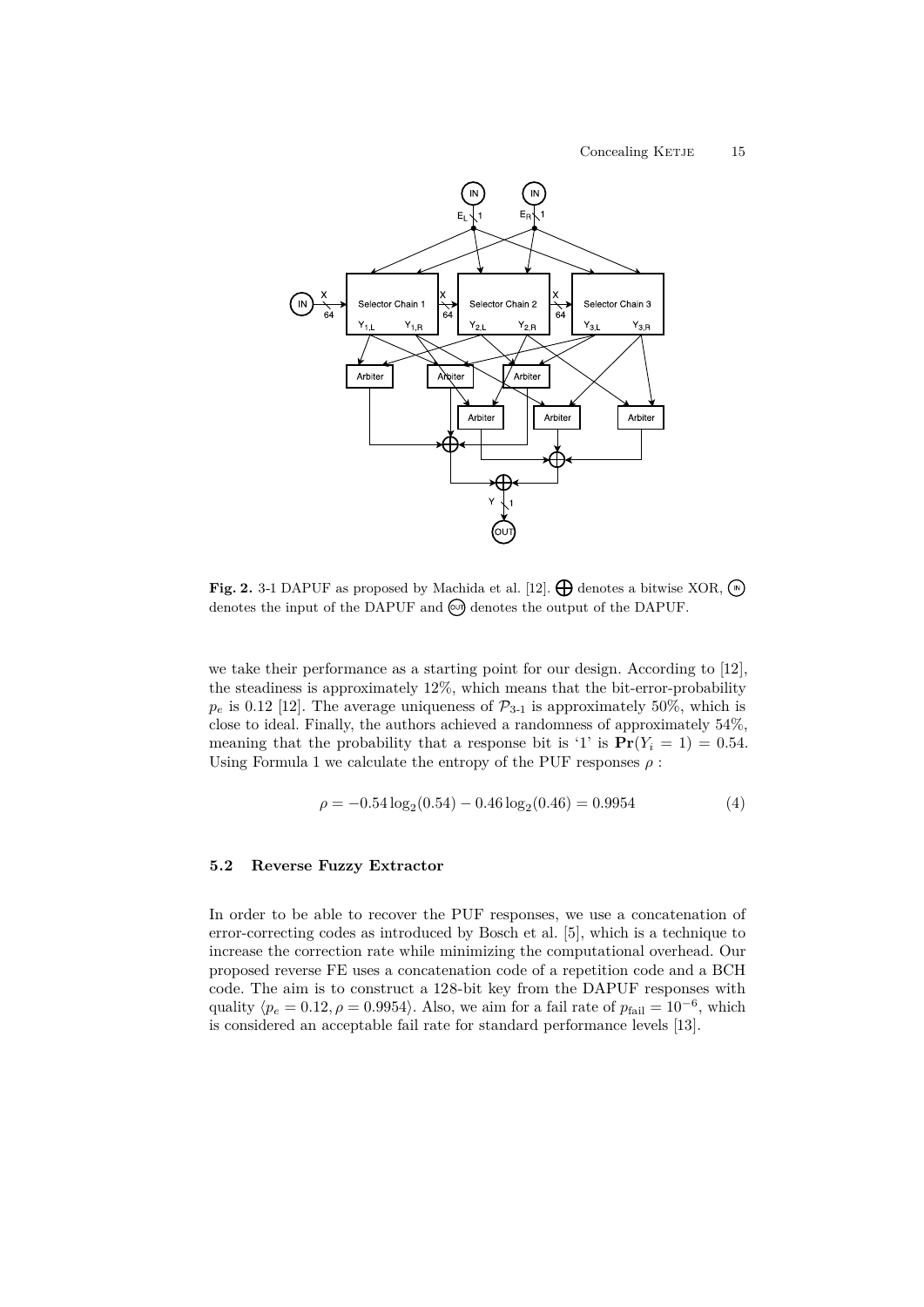**Fig. 2.** 3-1 DAPUF as proposed by Machida et al. [12]. $\bigoplus$ denotes a bitwise XOR, (IN) denotes the input of the DAPUF and (OUT) denotes the output of the DAPUF.

we take their performance as a starting point for our design. According to [12], the steadiness is approximately 12%, which means that the bit-error-probability $p_e$ is 0.12 [12]. The average uniqueness of $\mathcal{P}_{3\text{-}1}$ is approximately 50%, which is close to ideal. Finally, the authors achieved a randomness of approximately 54%, meaning that the probability that a response bit is '1' is $\mathbf{Pr}(Y_i = 1) = 0.54$. Using Formula 1 we calculate the entropy of the PUF responses $\rho$ :

$$\rho = -0.54 \log_2(0.54) - 0.46 \log_2(0.46) = 0.9954 \tag{4}$$

### 5.2 Reverse Fuzzy Extractor

In order to be able to recover the PUF responses, we use a concatenation of error-correcting codes as introduced by Bosch et al. [5], which is a technique to increase the correction rate while minimizing the computational overhead. Our proposed reverse FE uses a concatenation code of a repetition code and a BCH code. The aim is to construct a 128-bit key from the DAPUF responses with quality $\langle p_e = 0.12, \rho = 0.9954 \rangle$. Also, we aim for a fail rate of $p_{\text{fail}} = 10^{-6}$, which is considered an acceptable fail rate for standard performance levels [13].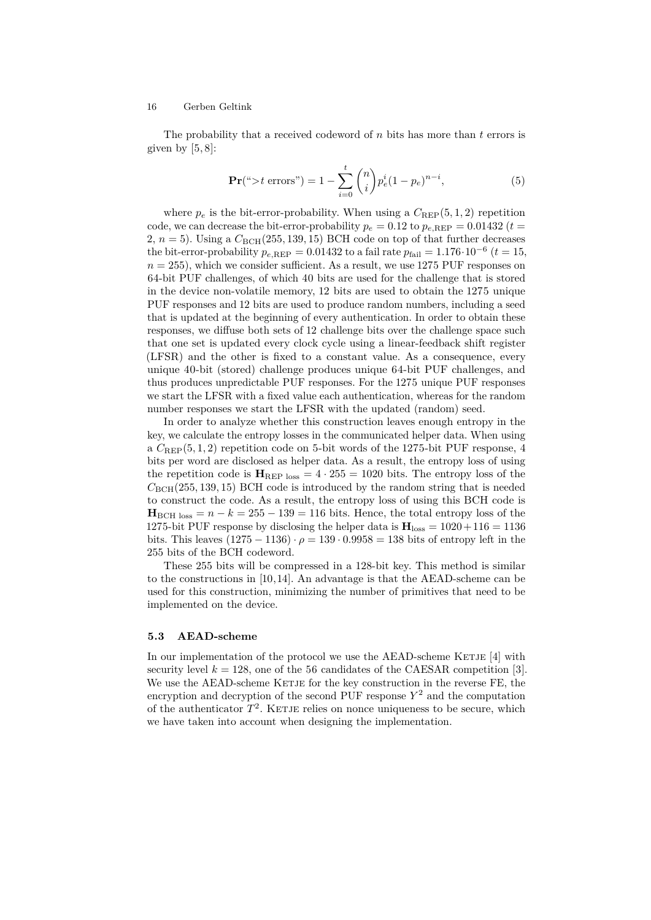The probability that a received codeword of $n$ bits has more than $t$ errors is given by [5, 8]:

$$\mathbf{Pr}(\text{“}{>}t \text{ errors”}) = 1 - \sum_{i=0}^{t} \binom{n}{i} p_e^i (1 - p_e)^{n-i}, \tag{5}$$

where $p_e$ is the bit-error-probability. When using a $C_{\text{REP}}(5, 1, 2)$ repetition code, we can decrease the bit-error-probability $p_e = 0.12$ to $p_{e,\text{REP}} = 0.01432$ ($t = 2$, $n = 5$). Using a $C_{\text{BCH}}(255, 139, 15)$ BCH code on top of that further decreases the bit-error-probability $p_{e,\text{REP}} = 0.01432$ to a fail rate $p_{\text{fail}} = 1.176 \cdot 10^{-6}$ ($t = 15$, $n = 255$), which we consider sufficient. As a result, we use 1275 PUF responses on 64-bit PUF challenges, of which 40 bits are used for the challenge that is stored in the device non-volatile memory, 12 bits are used to obtain the 1275 unique PUF responses and 12 bits are used to produce random numbers, including a seed that is updated at the beginning of every authentication. In order to obtain these responses, we diffuse both sets of 12 challenge bits over the challenge space such that one set is updated every clock cycle using a linear-feedback shift register (LFSR) and the other is fixed to a constant value. As a consequence, every unique 40-bit (stored) challenge produces unique 64-bit PUF challenges, and thus produces unpredictable PUF responses. For the 1275 unique PUF responses we start the LFSR with a fixed value each authentication, whereas for the random number responses we start the LFSR with the updated (random) seed.

In order to analyze whether this construction leaves enough entropy in the key, we calculate the entropy losses in the communicated helper data. When using a $C_{\text{REP}}(5, 1, 2)$ repetition code on 5-bit words of the 1275-bit PUF response, 4 bits per word are disclosed as helper data. As a result, the entropy loss of using the repetition code is $\mathbf{H}_{\text{REP loss}} = 4 \cdot 255 = 1020$ bits. The entropy loss of the $C_{\text{BCH}}(255, 139, 15)$ BCH code is introduced by the random string that is needed to construct the code. As a result, the entropy loss of using this BCH code is $\mathbf{H}_{\text{BCH loss}} = n - k = 255 - 139 = 116$ bits. Hence, the total entropy loss of the 1275-bit PUF response by disclosing the helper data is $\mathbf{H}_{\text{loss}} = 1020 + 116 = 1136$ bits. This leaves $(1275 - 1136) \cdot \rho = 139 \cdot 0.9958 = 138$ bits of entropy left in the 255 bits of the BCH codeword.

These 255 bits will be compressed in a 128-bit key. This method is similar to the constructions in [10, 14]. An advantage is that the AEAD-scheme can be used for this construction, minimizing the number of primitives that need to be implemented on the device.

### 5.3 AEAD-scheme

In our implementation of the protocol we use the AEAD-scheme Ketje [4] with security level $k = 128$, one of the 56 candidates of the CAESAR competition [3]. We use the AEAD-scheme Ketje for the key construction in the reverse FE, the encryption and decryption of the second PUF response $Y^2$ and the computation of the authenticator $T^2$. Ketje relies on nonce uniqueness to be secure, which we have taken into account when designing the implementation.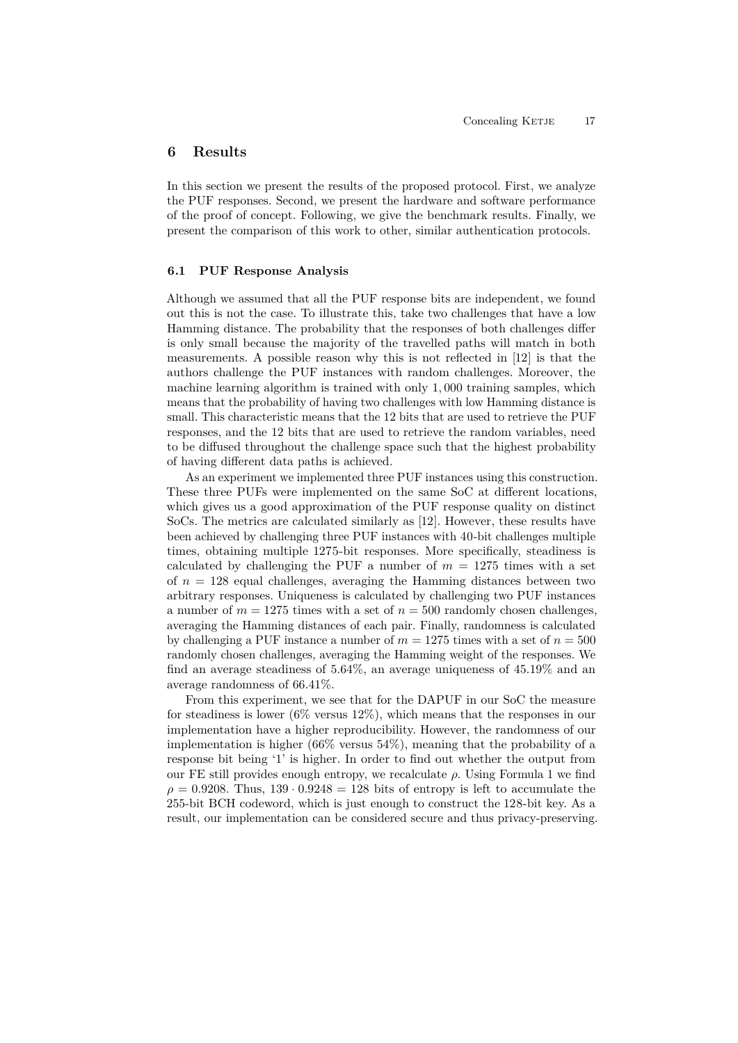## 6 Results

In this section we present the results of the proposed protocol. First, we analyze the PUF responses. Second, we present the hardware and software performance of the proof of concept. Following, we give the benchmark results. Finally, we present the comparison of this work to other, similar authentication protocols.

### 6.1 PUF Response Analysis

Although we assumed that all the PUF response bits are independent, we found out this is not the case. To illustrate this, take two challenges that have a low Hamming distance. The probability that the responses of both challenges differ is only small because the majority of the travelled paths will match in both measurements. A possible reason why this is not reflected in [12] is that the authors challenge the PUF instances with random challenges. Moreover, the machine learning algorithm is trained with only 1,000 training samples, which means that the probability of having two challenges with low Hamming distance is small. This characteristic means that the 12 bits that are used to retrieve the PUF responses, and the 12 bits that are used to retrieve the random variables, need to be diffused throughout the challenge space such that the highest probability of having different data paths is achieved.

As an experiment we implemented three PUF instances using this construction. These three PUFs were implemented on the same SoC at different locations, which gives us a good approximation of the PUF response quality on distinct SoCs. The metrics are calculated similarly as [12]. However, these results have been achieved by challenging three PUF instances with 40-bit challenges multiple times, obtaining multiple 1275-bit responses. More specifically, steadiness is calculated by challenging the PUF a number of $m = 1275$ times with a set of $n = 128$ equal challenges, averaging the Hamming distances between two arbitrary responses. Uniqueness is calculated by challenging two PUF instances a number of $m = 1275$ times with a set of $n = 500$ randomly chosen challenges, averaging the Hamming distances of each pair. Finally, randomness is calculated by challenging a PUF instance a number of $m = 1275$ times with a set of $n = 500$ randomly chosen challenges, averaging the Hamming weight of the responses. We find an average steadiness of 5.64%, an average uniqueness of 45.19% and an average randomness of 66.41%.

From this experiment, we see that for the DAPUF in our SoC the measure for steadiness is lower (6% versus 12%), which means that the responses in our implementation have a higher reproducibility. However, the randomness of our implementation is higher (66% versus 54%), meaning that the probability of a response bit being '1' is higher. In order to find out whether the output from our FE still provides enough entropy, we recalculate $\rho$. Using Formula 1 we find $\rho = 0.9208$. Thus, $139 \cdot 0.9248 = 128$ bits of entropy is left to accumulate the 255-bit BCH codeword, which is just enough to construct the 128-bit key. As a result, our implementation can be considered secure and thus privacy-preserving.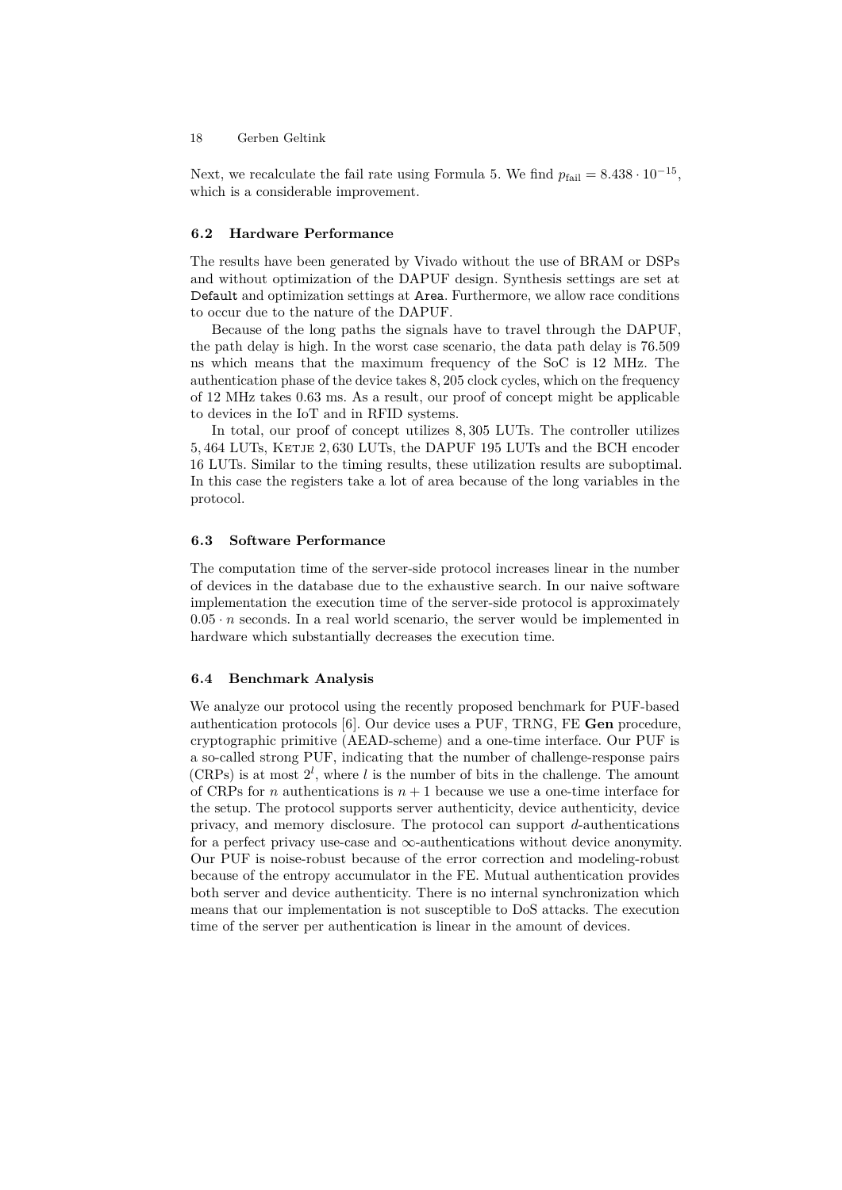Next, we recalculate the fail rate using Formula 5. We find $p_{\text{fail}} = 8.438 \cdot 10^{-15}$, which is a considerable improvement.

### 6.2 Hardware Performance

The results have been generated by Vivado without the use of BRAM or DSPs and without optimization of the DAPUF design. Synthesis settings are set at `Default` and optimization settings at `Area`. Furthermore, we allow race conditions to occur due to the nature of the DAPUF.

Because of the long paths the signals have to travel through the DAPUF, the path delay is high. In the worst case scenario, the data path delay is 76.509 ns which means that the maximum frequency of the SoC is 12 MHz. The authentication phase of the device takes 8, 205 clock cycles, which on the frequency of 12 MHz takes 0.63 ms. As a result, our proof of concept might be applicable to devices in the IoT and in RFID systems.

In total, our proof of concept utilizes 8, 305 LUTs. The controller utilizes 5, 464 LUTs, Ketje 2, 630 LUTs, the DAPUF 195 LUTs and the BCH encoder 16 LUTs. Similar to the timing results, these utilization results are suboptimal. In this case the registers take a lot of area because of the long variables in the protocol.

### 6.3 Software Performance

The computation time of the server-side protocol increases linear in the number of devices in the database due to the exhaustive search. In our naive software implementation the execution time of the server-side protocol is approximately $0.05 \cdot n$ seconds. In a real world scenario, the server would be implemented in hardware which substantially decreases the execution time.

### 6.4 Benchmark Analysis

We analyze our protocol using the recently proposed benchmark for PUF-based authentication protocols [6]. Our device uses a PUF, TRNG, FE **Gen** procedure, cryptographic primitive (AEAD-scheme) and a one-time interface. Our PUF is a so-called strong PUF, indicating that the number of challenge-response pairs (CRPs) is at most $2^l$, where $l$ is the number of bits in the challenge. The amount of CRPs for $n$ authentications is $n + 1$ because we use a one-time interface for the setup. The protocol supports server authenticity, device authenticity, device privacy, and memory disclosure. The protocol can support $d$-authentications for a perfect privacy use-case and $\infty$-authentications without device anonymity. Our PUF is noise-robust because of the error correction and modeling-robust because of the entropy accumulator in the FE. Mutual authentication provides both server and device authenticity. There is no internal synchronization which means that our implementation is not susceptible to DoS attacks. The execution time of the server per authentication is linear in the amount of devices.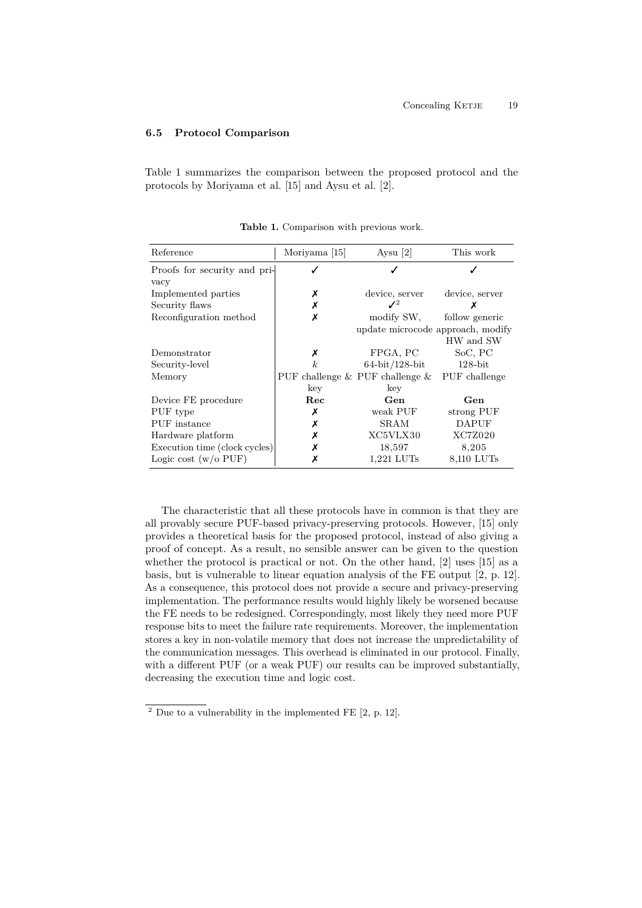### 6.5 Protocol Comparison

Table 1 summarizes the comparison between the proposed protocol and the protocols by Moriyama et al. [15] and Aysu et al. [2].

**Table 1.** Comparison with previous work.

| Reference | Moriyama [15] | Aysu [2] | This work |
|---|---|---|---|
| Proofs for security and privacy | ✓ | ✓ | ✓ |
| Implemented parties | ✗ | device, server | device, server |
| Security flaws | ✗ | ✓[2] | ✗ |
| Reconfiguration method | ✗ | modify SW, update microcode | follow generic approach, modify HW and SW |
| Demonstrator | ✗ | FPGA, PC | SoC, PC |
| Security-level | $k$ | 64-bit/128-bit | 128-bit |
| Memory | PUF challenge & key | PUF challenge & key | PUF challenge |
| Device FE procedure | **Rec** | **Gen** | **Gen** |
| PUF type | ✗ | weak PUF | strong PUF |
| PUF instance | ✗ | SRAM | DAPUF |
| Hardware platform | ✗ | XC5VLX30 | XC7Z020 |
| Execution time (clock cycles) | ✗ | 18,597 | 8,205 |
| Logic cost (w/o PUF) | ✗ | 1,221 LUTs | 8,110 LUTs |

The characteristic that all these protocols have in common is that they are all provably secure PUF-based privacy-preserving protocols. However, [15] only provides a theoretical basis for the proposed protocol, instead of also giving a proof of concept. As a result, no sensible answer can be given to the question whether the protocol is practical or not. On the other hand, [2] uses [15] as a basis, but is vulnerable to linear equation analysis of the FE output [2, p. 12]. As a consequence, this protocol does not provide a secure and privacy-preserving implementation. The performance results would highly likely be worsened because the FE needs to be redesigned. Correspondingly, most likely they need more PUF response bits to meet the failure rate requirements. Moreover, the implementation stores a key in non-volatile memory that does not increase the unpredictability of the communication messages. This overhead is eliminated in our protocol. Finally, with a different PUF (or a weak PUF) our results can be improved substantially, decreasing the execution time and logic cost.

[2] Due to a vulnerability in the implemented FE [2, p. 12].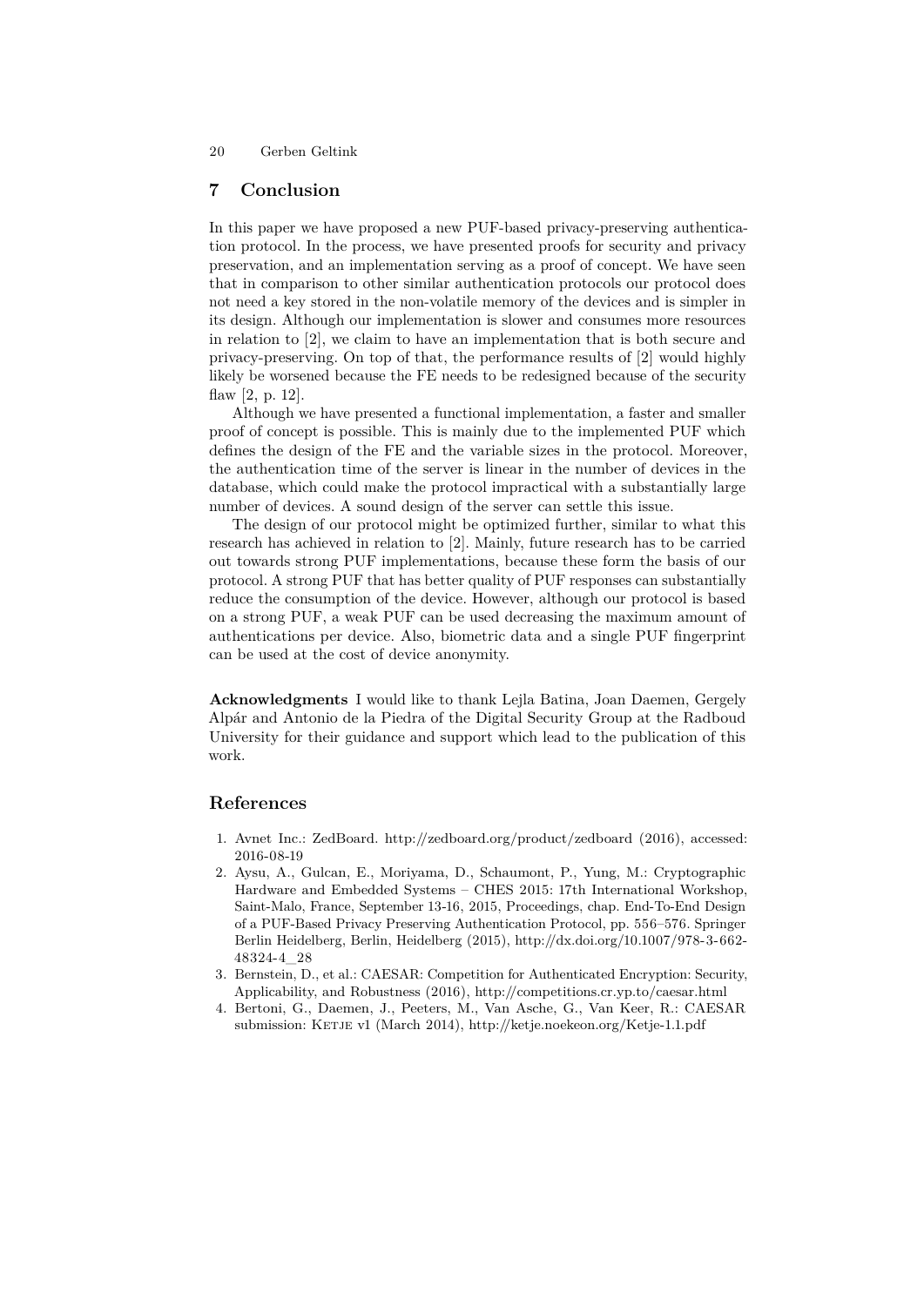## 7 Conclusion

In this paper we have proposed a new PUF-based privacy-preserving authentication protocol. In the process, we have presented proofs for security and privacy preservation, and an implementation serving as a proof of concept. We have seen that in comparison to other similar authentication protocols our protocol does not need a key stored in the non-volatile memory of the devices and is simpler in its design. Although our implementation is slower and consumes more resources in relation to [2], we claim to have an implementation that is both secure and privacy-preserving. On top of that, the performance results of [2] would highly likely be worsened because the FE needs to be redesigned because of the security flaw [2, p. 12].

Although we have presented a functional implementation, a faster and smaller proof of concept is possible. This is mainly due to the implemented PUF which defines the design of the FE and the variable sizes in the protocol. Moreover, the authentication time of the server is linear in the number of devices in the database, which could make the protocol impractical with a substantially large number of devices. A sound design of the server can settle this issue.

The design of our protocol might be optimized further, similar to what this research has achieved in relation to [2]. Mainly, future research has to be carried out towards strong PUF implementations, because these form the basis of our protocol. A strong PUF that has better quality of PUF responses can substantially reduce the consumption of the device. However, although our protocol is based on a strong PUF, a weak PUF can be used decreasing the maximum amount of authentications per device. Also, biometric data and a single PUF fingerprint can be used at the cost of device anonymity.

**Acknowledgments** I would like to thank Lejla Batina, Joan Daemen, Gergely Alpár and Antonio de la Piedra of the Digital Security Group at the Radboud University for their guidance and support which lead to the publication of this work.

## References

1. Avnet Inc.: ZedBoard. http://zedboard.org/product/zedboard (2016), accessed: 2016-08-19
2. Aysu, A., Gulcan, E., Moriyama, D., Schaumont, P., Yung, M.: Cryptographic Hardware and Embedded Systems – CHES 2015: 17th International Workshop, Saint-Malo, France, September 13-16, 2015, Proceedings, chap. End-To-End Design of a PUF-Based Privacy Preserving Authentication Protocol, pp. 556–576. Springer Berlin Heidelberg, Berlin, Heidelberg (2015), http://dx.doi.org/10.1007/978-3-662-48324-4_28
3. Bernstein, D., et al.: CAESAR: Competition for Authenticated Encryption: Security, Applicability, and Robustness (2016), http://competitions.cr.yp.to/caesar.html
4. Bertoni, G., Daemen, J., Peeters, M., Van Assche, G., Van Keer, R.: CAESAR submission: Ketje v1 (March 2014), http://ketje.noekeon.org/Ketje-1.1.pdf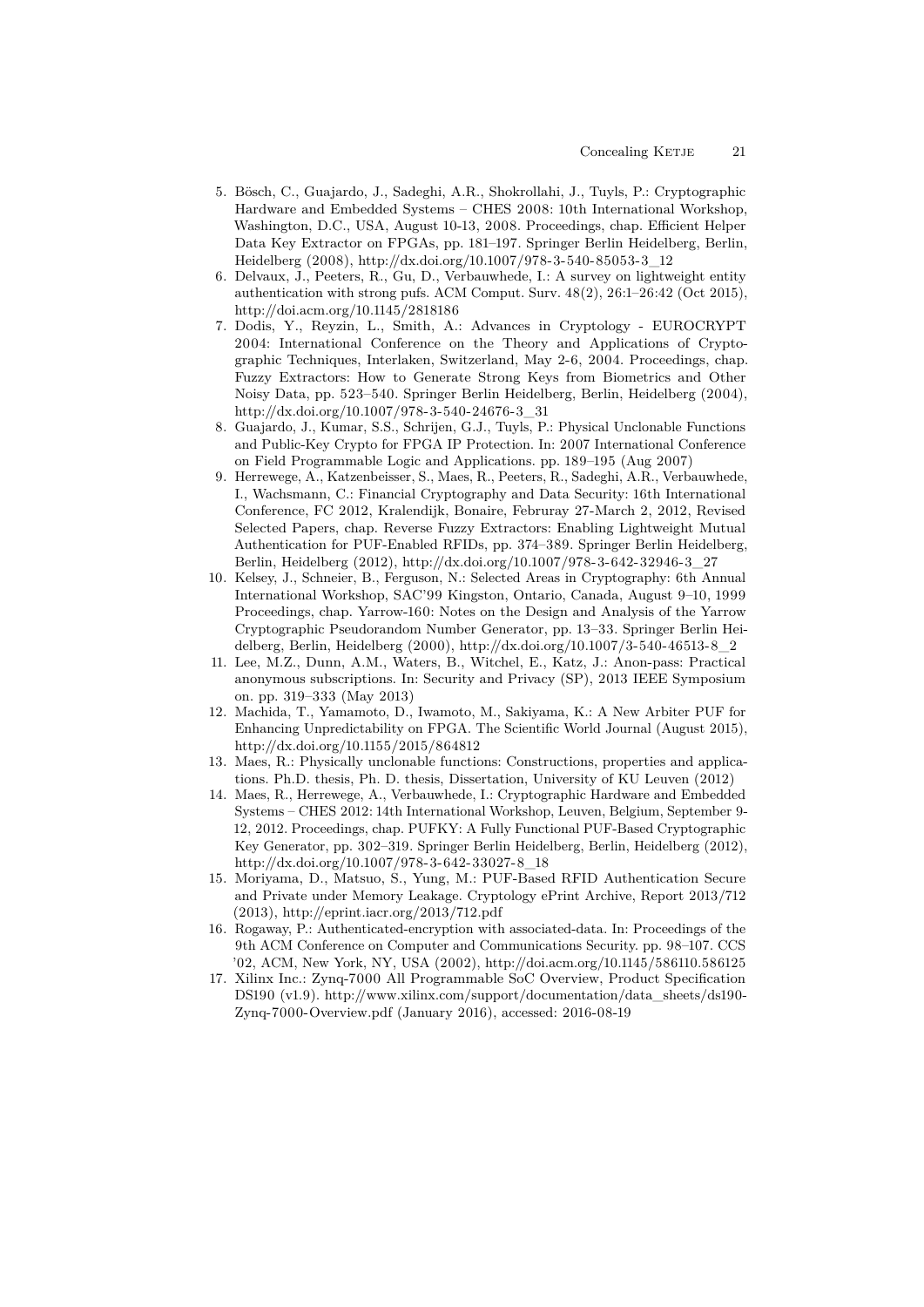5. Bösch, C., Guajardo, J., Sadeghi, A.R., Shokrollahi, J., Tuyls, P.: Cryptographic Hardware and Embedded Systems – CHES 2008: 10th International Workshop, Washington, D.C., USA, August 10-13, 2008. Proceedings, chap. Efficient Helper Data Key Extractor on FPGAs, pp. 181–197. Springer Berlin Heidelberg, Berlin, Heidelberg (2008), http://dx.doi.org/10.1007/978-3-540-85053-3_12
6. Delvaux, J., Peeters, R., Gu, D., Verbauwhede, I.: A survey on lightweight entity authentication with strong pufs. ACM Comput. Surv. 48(2), 26:1–26:42 (Oct 2015), http://doi.acm.org/10.1145/2818186
7. Dodis, Y., Reyzin, L., Smith, A.: Advances in Cryptology - EUROCRYPT 2004: International Conference on the Theory and Applications of Cryptographic Techniques, Interlaken, Switzerland, May 2-6, 2004. Proceedings, chap. Fuzzy Extractors: How to Generate Strong Keys from Biometrics and Other Noisy Data, pp. 523–540. Springer Berlin Heidelberg, Berlin, Heidelberg (2004), http://dx.doi.org/10.1007/978-3-540-24676-3_31
8. Guajardo, J., Kumar, S.S., Schrijen, G.J., Tuyls, P.: Physical Unclonable Functions and Public-Key Crypto for FPGA IP Protection. In: 2007 International Conference on Field Programmable Logic and Applications. pp. 189–195 (Aug 2007)
9. Herrewege, A., Katzenbeisser, S., Maes, R., Peeters, R., Sadeghi, A.R., Verbauwhede, I., Wachsmann, C.: Financial Cryptography and Data Security: 16th International Conference, FC 2012, Kralendijk, Bonaire, Februray 27-March 2, 2012, Revised Selected Papers, chap. Reverse Fuzzy Extractors: Enabling Lightweight Mutual Authentication for PUF-Enabled RFIDs, pp. 374–389. Springer Berlin Heidelberg, Berlin, Heidelberg (2012), http://dx.doi.org/10.1007/978-3-642-32946-3_27
10. Kelsey, J., Schneier, B., Ferguson, N.: Selected Areas in Cryptography: 6th Annual International Workshop, SAC'99 Kingston, Ontario, Canada, August 9–10, 1999 Proceedings, chap. Yarrow-160: Notes on the Design and Analysis of the Yarrow Cryptographic Pseudorandom Number Generator, pp. 13–33. Springer Berlin Heidelberg, Berlin, Heidelberg (2000), http://dx.doi.org/10.1007/3-540-46513-8_2
11. Lee, M.Z., Dunn, A.M., Waters, B., Witchel, E., Katz, J.: Anon-pass: Practical anonymous subscriptions. In: Security and Privacy (SP), 2013 IEEE Symposium on. pp. 319–333 (May 2013)
12. Machida, T., Yamamoto, D., Iwamoto, M., Sakiyama, K.: A New Arbiter PUF for Enhancing Unpredictability on FPGA. The Scientific World Journal (August 2015), http://dx.doi.org/10.1155/2015/864812
13. Maes, R.: Physically unclonable functions: Constructions, properties and applications. Ph.D. thesis, Ph. D. thesis, Dissertation, University of KU Leuven (2012)
14. Maes, R., Herrewege, A., Verbauwhede, I.: Cryptographic Hardware and Embedded Systems – CHES 2012: 14th International Workshop, Leuven, Belgium, September 9-12, 2012. Proceedings, chap. PUFKY: A Fully Functional PUF-Based Cryptographic Key Generator, pp. 302–319. Springer Berlin Heidelberg, Berlin, Heidelberg (2012), http://dx.doi.org/10.1007/978-3-642-33027-8_18
15. Moriyama, D., Matsuo, S., Yung, M.: PUF-Based RFID Authentication Secure and Private under Memory Leakage. Cryptology ePrint Archive, Report 2013/712 (2013), http://eprint.iacr.org/2013/712.pdf
16. Rogaway, P.: Authenticated-encryption with associated-data. In: Proceedings of the 9th ACM Conference on Computer and Communications Security. pp. 98–107. CCS '02, ACM, New York, NY, USA (2002), http://doi.acm.org/10.1145/586110.586125
17. Xilinx Inc.: Zynq-7000 All Programmable SoC Overview, Product Specification DS190 (v1.9). http://www.xilinx.com/support/documentation/data_sheets/ds190-Zynq-7000-Overview.pdf (January 2016), accessed: 2016-08-19